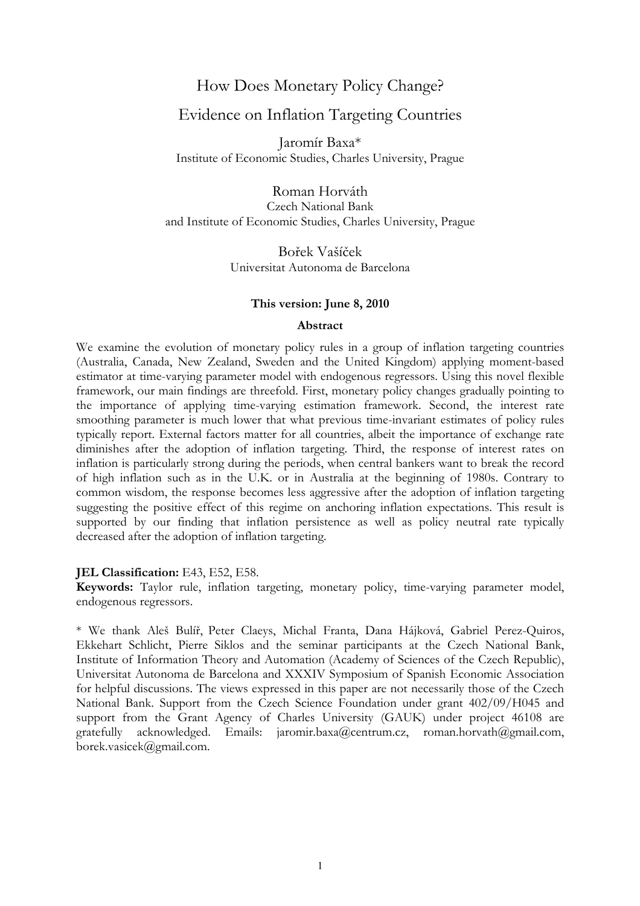# How Does Monetary Policy Change?

## Evidence on Inflation Targeting Countries

Jaromír Baxa*
Institute of Economic Studies, Charles University, Prague

Roman Horváth
Czech National Bank
and Institute of Economic Studies, Charles University, Prague

Bořek Vašíček
Universitat Autonoma de Barcelona

**This version: June 8, 2010**

**Abstract**

We examine the evolution of monetary policy rules in a group of inflation targeting countries (Australia, Canada, New Zealand, Sweden and the United Kingdom) applying moment-based estimator at time-varying parameter model with endogenous regressors. Using this novel flexible framework, our main findings are threefold. First, monetary policy changes gradually pointing to the importance of applying time-varying estimation framework. Second, the interest rate smoothing parameter is much lower that what previous time-invariant estimates of policy rules typically report. External factors matter for all countries, albeit the importance of exchange rate diminishes after the adoption of inflation targeting. Third, the response of interest rates on inflation is particularly strong during the periods, when central bankers want to break the record of high inflation such as in the U.K. or in Australia at the beginning of 1980s. Contrary to common wisdom, the response becomes less aggressive after the adoption of inflation targeting suggesting the positive effect of this regime on anchoring inflation expectations. This result is supported by our finding that inflation persistence as well as policy neutral rate typically decreased after the adoption of inflation targeting.

**JEL Classification:** E43, E52, E58.
**Keywords:** Taylor rule, inflation targeting, monetary policy, time-varying parameter model, endogenous regressors.

\* We thank Aleš Bulíř, Peter Claeys, Michal Franta, Dana Hájková, Gabriel Perez-Quiros, Ekkehart Schlicht, Pierre Siklos and the seminar participants at the Czech National Bank, Institute of Information Theory and Automation (Academy of Sciences of the Czech Republic), Universitat Autonoma de Barcelona and XXXIV Symposium of Spanish Economic Association for helpful discussions. The views expressed in this paper are not necessarily those of the Czech National Bank. Support from the Czech Science Foundation under grant 402/09/H045 and support from the Grant Agency of Charles University (GAUK) under project 46108 are gratefully acknowledged. Emails: jaromir.baxa@centrum.cz, roman.horvath@gmail.com, borek.vasicek@gmail.com.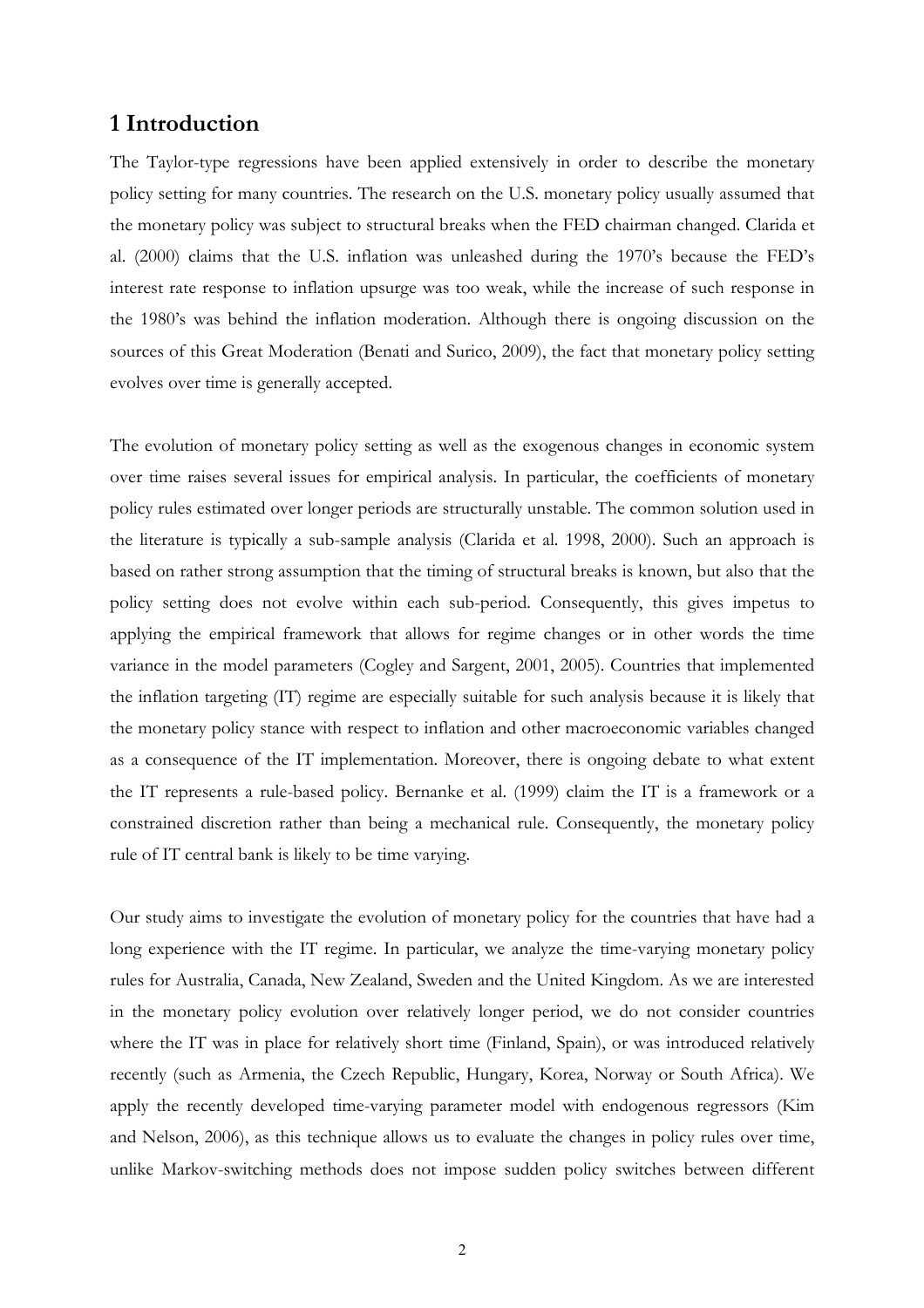# 1 Introduction

The Taylor-type regressions have been applied extensively in order to describe the monetary policy setting for many countries. The research on the U.S. monetary policy usually assumed that the monetary policy was subject to structural breaks when the FED chairman changed. Clarida et al. (2000) claims that the U.S. inflation was unleashed during the 1970's because the FED's interest rate response to inflation upsurge was too weak, while the increase of such response in the 1980's was behind the inflation moderation. Although there is ongoing discussion on the sources of this Great Moderation (Benati and Surico, 2009), the fact that monetary policy setting evolves over time is generally accepted.

The evolution of monetary policy setting as well as the exogenous changes in economic system over time raises several issues for empirical analysis. In particular, the coefficients of monetary policy rules estimated over longer periods are structurally unstable. The common solution used in the literature is typically a sub-sample analysis (Clarida et al. 1998, 2000). Such an approach is based on rather strong assumption that the timing of structural breaks is known, but also that the policy setting does not evolve within each sub-period. Consequently, this gives impetus to applying the empirical framework that allows for regime changes or in other words the time variance in the model parameters (Cogley and Sargent, 2001, 2005). Countries that implemented the inflation targeting (IT) regime are especially suitable for such analysis because it is likely that the monetary policy stance with respect to inflation and other macroeconomic variables changed as a consequence of the IT implementation. Moreover, there is ongoing debate to what extent the IT represents a rule-based policy. Bernanke et al. (1999) claim the IT is a framework or a constrained discretion rather than being a mechanical rule. Consequently, the monetary policy rule of IT central bank is likely to be time varying.

Our study aims to investigate the evolution of monetary policy for the countries that have had a long experience with the IT regime. In particular, we analyze the time-varying monetary policy rules for Australia, Canada, New Zealand, Sweden and the United Kingdom. As we are interested in the monetary policy evolution over relatively longer period, we do not consider countries where the IT was in place for relatively short time (Finland, Spain), or was introduced relatively recently (such as Armenia, the Czech Republic, Hungary, Korea, Norway or South Africa). We apply the recently developed time-varying parameter model with endogenous regressors (Kim and Nelson, 2006), as this technique allows us to evaluate the changes in policy rules over time, unlike Markov-switching methods does not impose sudden policy switches between different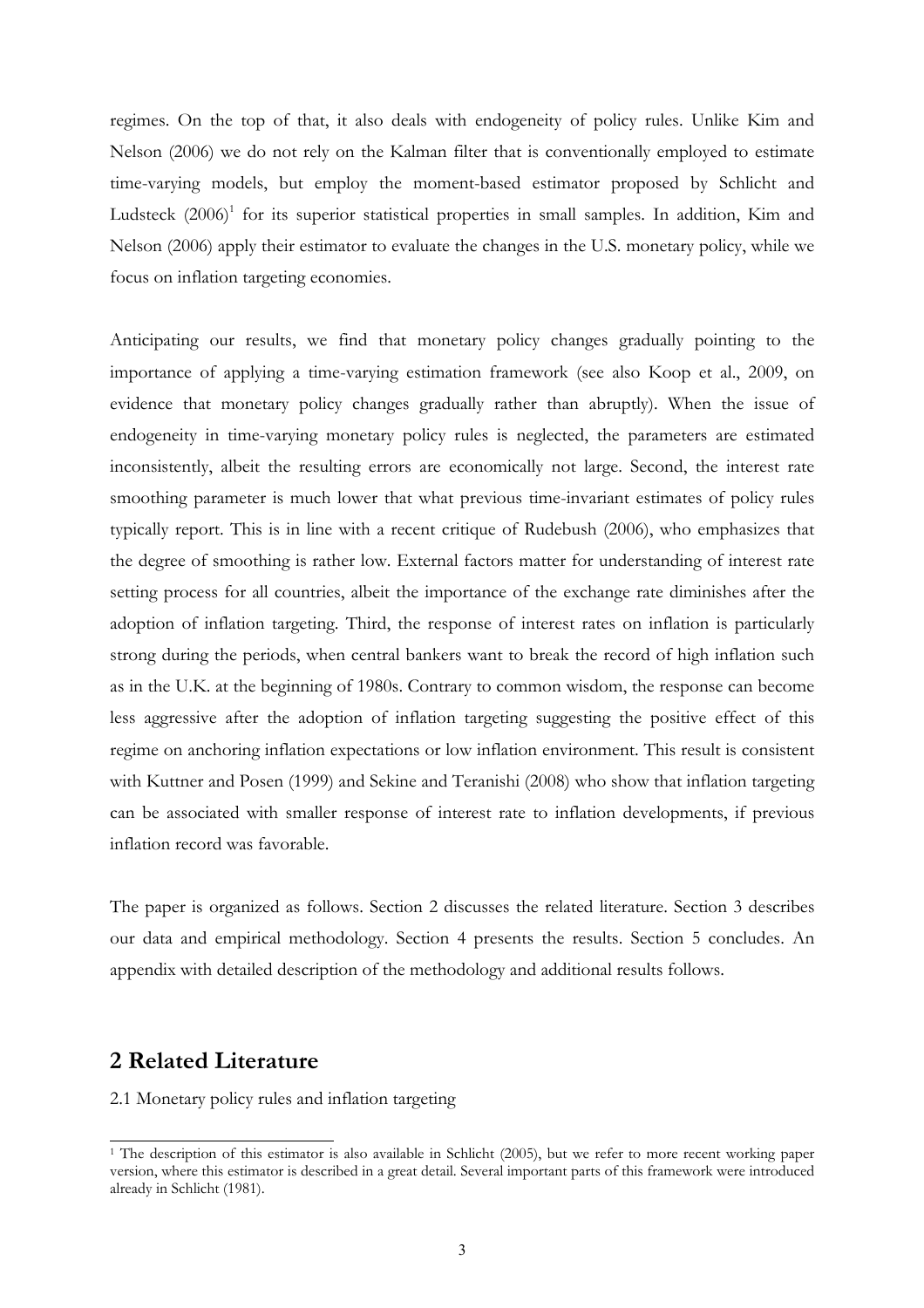regimes. On the top of that, it also deals with endogeneity of policy rules. Unlike Kim and Nelson (2006) we do not rely on the Kalman filter that is conventionally employed to estimate time-varying models, but employ the moment-based estimator proposed by Schlicht and Ludsteck (2006)[1] for its superior statistical properties in small samples. In addition, Kim and Nelson (2006) apply their estimator to evaluate the changes in the U.S. monetary policy, while we focus on inflation targeting economies.

Anticipating our results, we find that monetary policy changes gradually pointing to the importance of applying a time-varying estimation framework (see also Koop et al., 2009, on evidence that monetary policy changes gradually rather than abruptly). When the issue of endogeneity in time-varying monetary policy rules is neglected, the parameters are estimated inconsistently, albeit the resulting errors are economically not large. Second, the interest rate smoothing parameter is much lower that what previous time-invariant estimates of policy rules typically report. This is in line with a recent critique of Rudebush (2006), who emphasizes that the degree of smoothing is rather low. External factors matter for understanding of interest rate setting process for all countries, albeit the importance of the exchange rate diminishes after the adoption of inflation targeting. Third, the response of interest rates on inflation is particularly strong during the periods, when central bankers want to break the record of high inflation such as in the U.K. at the beginning of 1980s. Contrary to common wisdom, the response can become less aggressive after the adoption of inflation targeting suggesting the positive effect of this regime on anchoring inflation expectations or low inflation environment. This result is consistent with Kuttner and Posen (1999) and Sekine and Teranishi (2008) who show that inflation targeting can be associated with smaller response of interest rate to inflation developments, if previous inflation record was favorable.

The paper is organized as follows. Section 2 discusses the related literature. Section 3 describes our data and empirical methodology. Section 4 presents the results. Section 5 concludes. An appendix with detailed description of the methodology and additional results follows.

## 2 Related Literature

2.1 Monetary policy rules and inflation targeting

[1] The description of this estimator is also available in Schlicht (2005), but we refer to more recent working paper version, where this estimator is described in a great detail. Several important parts of this framework were introduced already in Schlicht (1981).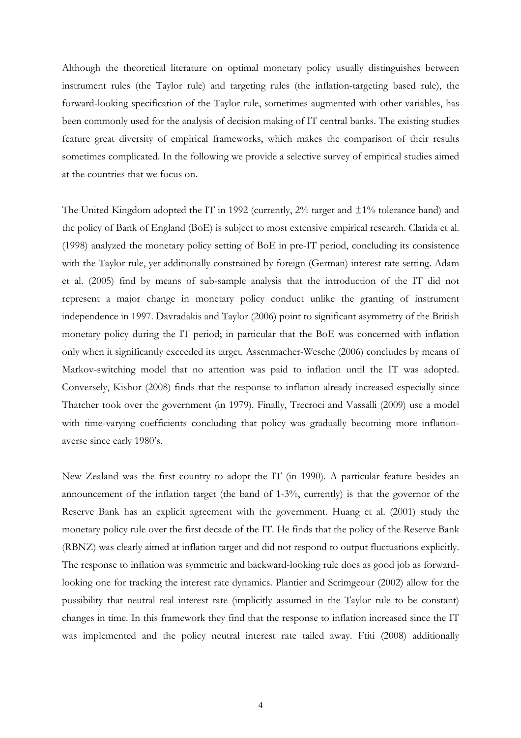Although the theoretical literature on optimal monetary policy usually distinguishes between instrument rules (the Taylor rule) and targeting rules (the inflation-targeting based rule), the forward-looking specification of the Taylor rule, sometimes augmented with other variables, has been commonly used for the analysis of decision making of IT central banks. The existing studies feature great diversity of empirical frameworks, which makes the comparison of their results sometimes complicated. In the following we provide a selective survey of empirical studies aimed at the countries that we focus on.

The United Kingdom adopted the IT in 1992 (currently, 2% target and ±1% tolerance band) and the policy of Bank of England (BoE) is subject to most extensive empirical research. Clarida et al. (1998) analyzed the monetary policy setting of BoE in pre-IT period, concluding its consistence with the Taylor rule, yet additionally constrained by foreign (German) interest rate setting. Adam et al. (2005) find by means of sub-sample analysis that the introduction of the IT did not represent a major change in monetary policy conduct unlike the granting of instrument independence in 1997. Davradakis and Taylor (2006) point to significant asymmetry of the British monetary policy during the IT period; in particular that the BoE was concerned with inflation only when it significantly exceeded its target. Assenmacher-Wesche (2006) concludes by means of Markov-switching model that no attention was paid to inflation until the IT was adopted. Conversely, Kishor (2008) finds that the response to inflation already increased especially since Thatcher took over the government (in 1979). Finally, Trecroci and Vassalli (2009) use a model with time-varying coefficients concluding that policy was gradually becoming more inflation-averse since early 1980's.

New Zealand was the first country to adopt the IT (in 1990). A particular feature besides an announcement of the inflation target (the band of 1-3%, currently) is that the governor of the Reserve Bank has an explicit agreement with the government. Huang et al. (2001) study the monetary policy rule over the first decade of the IT. He finds that the policy of the Reserve Bank (RBNZ) was clearly aimed at inflation target and did not respond to output fluctuations explicitly. The response to inflation was symmetric and backward-looking rule does as good job as forward-looking one for tracking the interest rate dynamics. Plantier and Scrimgeour (2002) allow for the possibility that neutral real interest rate (implicitly assumed in the Taylor rule to be constant) changes in time. In this framework they find that the response to inflation increased since the IT was implemented and the policy neutral interest rate tailed away. Ftiti (2008) additionally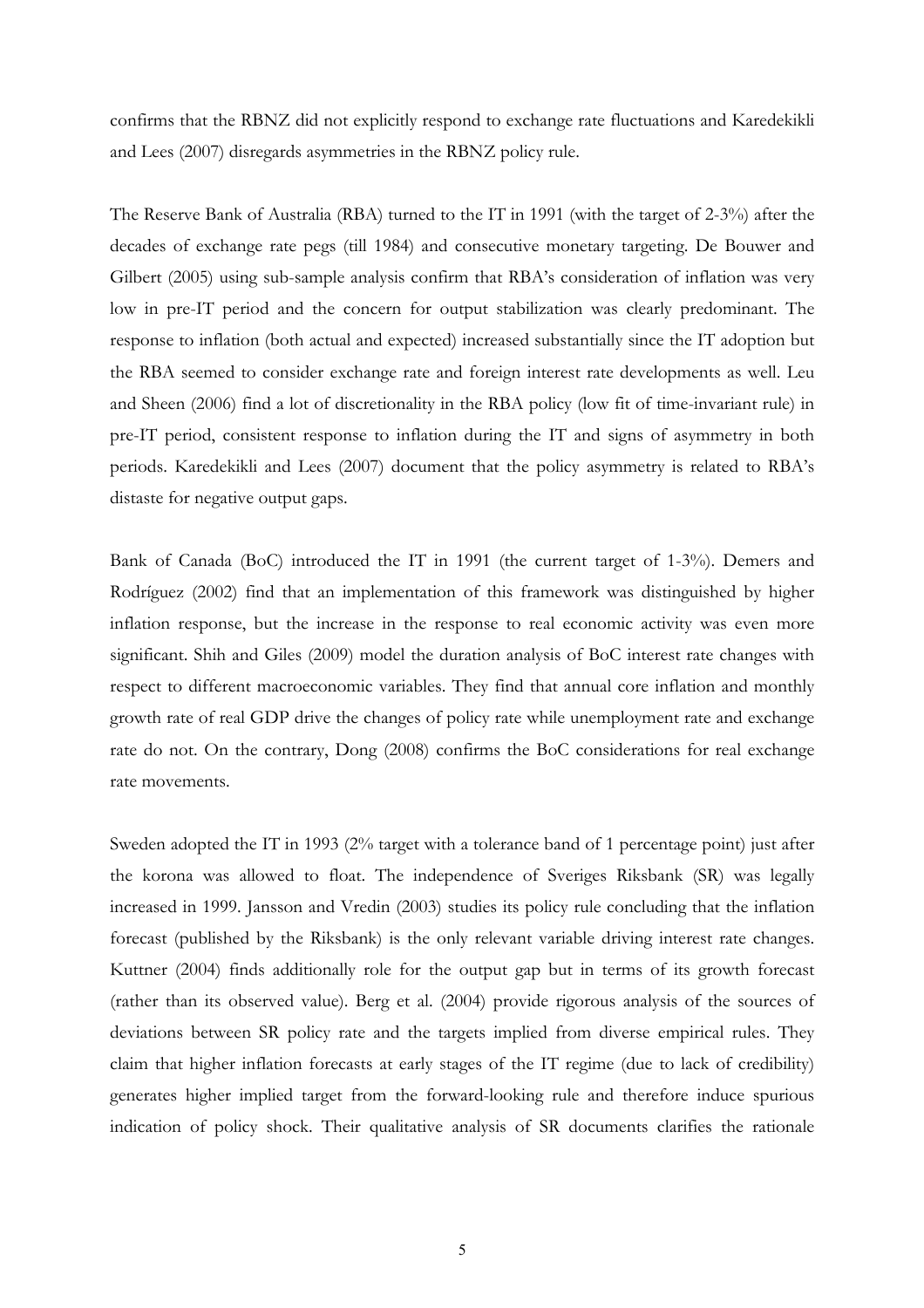confirms that the RBNZ did not explicitly respond to exchange rate fluctuations and Karedekikli and Lees (2007) disregards asymmetries in the RBNZ policy rule.

The Reserve Bank of Australia (RBA) turned to the IT in 1991 (with the target of 2-3%) after the decades of exchange rate pegs (till 1984) and consecutive monetary targeting. De Bouwer and Gilbert (2005) using sub-sample analysis confirm that RBA's consideration of inflation was very low in pre-IT period and the concern for output stabilization was clearly predominant. The response to inflation (both actual and expected) increased substantially since the IT adoption but the RBA seemed to consider exchange rate and foreign interest rate developments as well. Leu and Sheen (2006) find a lot of discretionality in the RBA policy (low fit of time-invariant rule) in pre-IT period, consistent response to inflation during the IT and signs of asymmetry in both periods. Karedekikli and Lees (2007) document that the policy asymmetry is related to RBA's distaste for negative output gaps.

Bank of Canada (BoC) introduced the IT in 1991 (the current target of 1-3%). Demers and Rodríguez (2002) find that an implementation of this framework was distinguished by higher inflation response, but the increase in the response to real economic activity was even more significant. Shih and Giles (2009) model the duration analysis of BoC interest rate changes with respect to different macroeconomic variables. They find that annual core inflation and monthly growth rate of real GDP drive the changes of policy rate while unemployment rate and exchange rate do not. On the contrary, Dong (2008) confirms the BoC considerations for real exchange rate movements.

Sweden adopted the IT in 1993 (2% target with a tolerance band of 1 percentage point) just after the korona was allowed to float. The independence of Sveriges Riksbank (SR) was legally increased in 1999. Jansson and Vredin (2003) studies its policy rule concluding that the inflation forecast (published by the Riksbank) is the only relevant variable driving interest rate changes. Kuttner (2004) finds additionally role for the output gap but in terms of its growth forecast (rather than its observed value). Berg et al. (2004) provide rigorous analysis of the sources of deviations between SR policy rate and the targets implied from diverse empirical rules. They claim that higher inflation forecasts at early stages of the IT regime (due to lack of credibility) generates higher implied target from the forward-looking rule and therefore induce spurious indication of policy shock. Their qualitative analysis of SR documents clarifies the rationale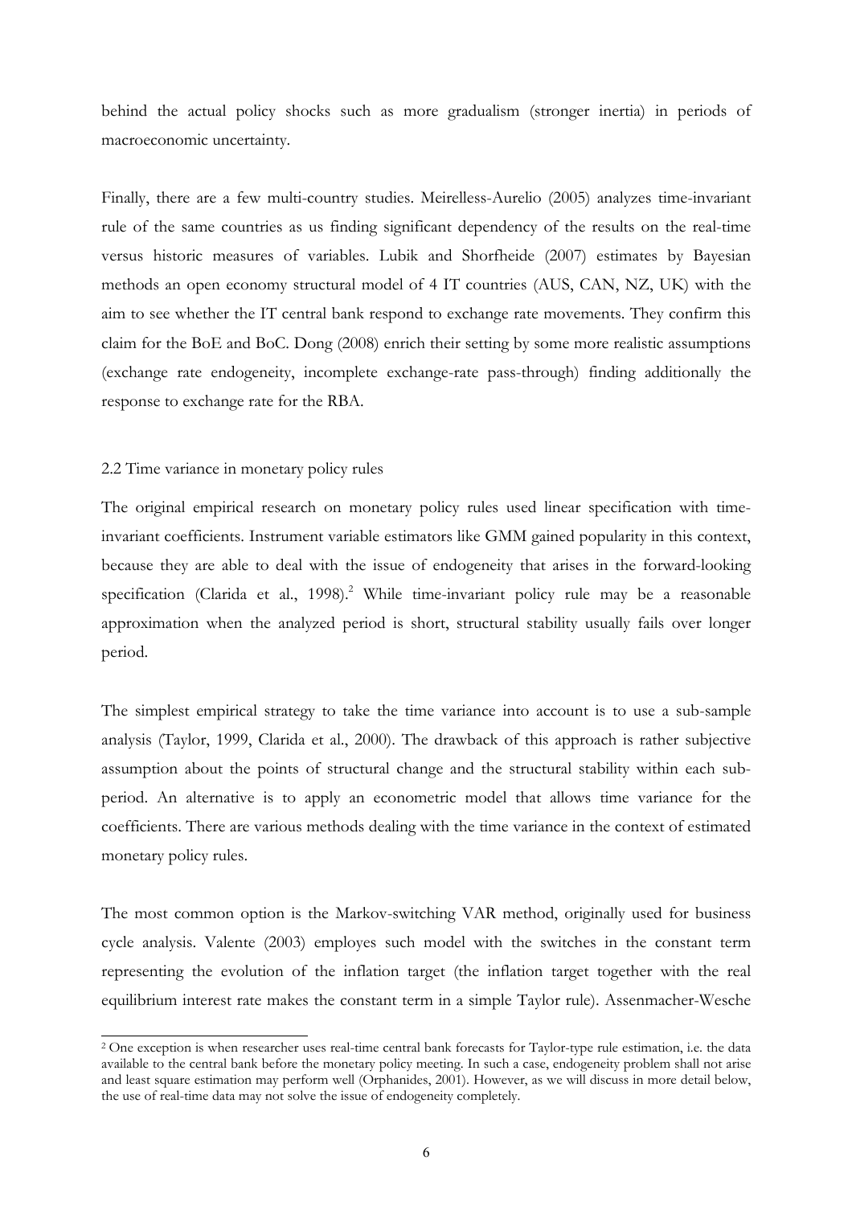behind the actual policy shocks such as more gradualism (stronger inertia) in periods of macroeconomic uncertainty.

Finally, there are a few multi-country studies. Meirelless-Aurelio (2005) analyzes time-invariant rule of the same countries as us finding significant dependency of the results on the real-time versus historic measures of variables. Lubik and Shorfheide (2007) estimates by Bayesian methods an open economy structural model of 4 IT countries (AUS, CAN, NZ, UK) with the aim to see whether the IT central bank respond to exchange rate movements. They confirm this claim for the BoE and BoC. Dong (2008) enrich their setting by some more realistic assumptions (exchange rate endogeneity, incomplete exchange-rate pass-through) finding additionally the response to exchange rate for the RBA.

### 2.2 Time variance in monetary policy rules

The original empirical research on monetary policy rules used linear specification with time-invariant coefficients. Instrument variable estimators like GMM gained popularity in this context, because they are able to deal with the issue of endogeneity that arises in the forward-looking specification (Clarida et al., 1998).[2] While time-invariant policy rule may be a reasonable approximation when the analyzed period is short, structural stability usually fails over longer period.

The simplest empirical strategy to take the time variance into account is to use a sub-sample analysis (Taylor, 1999, Clarida et al., 2000). The drawback of this approach is rather subjective assumption about the points of structural change and the structural stability within each sub-period. An alternative is to apply an econometric model that allows time variance for the coefficients. There are various methods dealing with the time variance in the context of estimated monetary policy rules.

The most common option is the Markov-switching VAR method, originally used for business cycle analysis. Valente (2003) employes such model with the switches in the constant term representing the evolution of the inflation target (the inflation target together with the real equilibrium interest rate makes the constant term in a simple Taylor rule). Assenmacher-Wesche

---

[2] One exception is when researcher uses real-time central bank forecasts for Taylor-type rule estimation, i.e. the data available to the central bank before the monetary policy meeting. In such a case, endogeneity problem shall not arise and least square estimation may perform well (Orphanides, 2001). However, as we will discuss in more detail below, the use of real-time data may not solve the issue of endogeneity completely.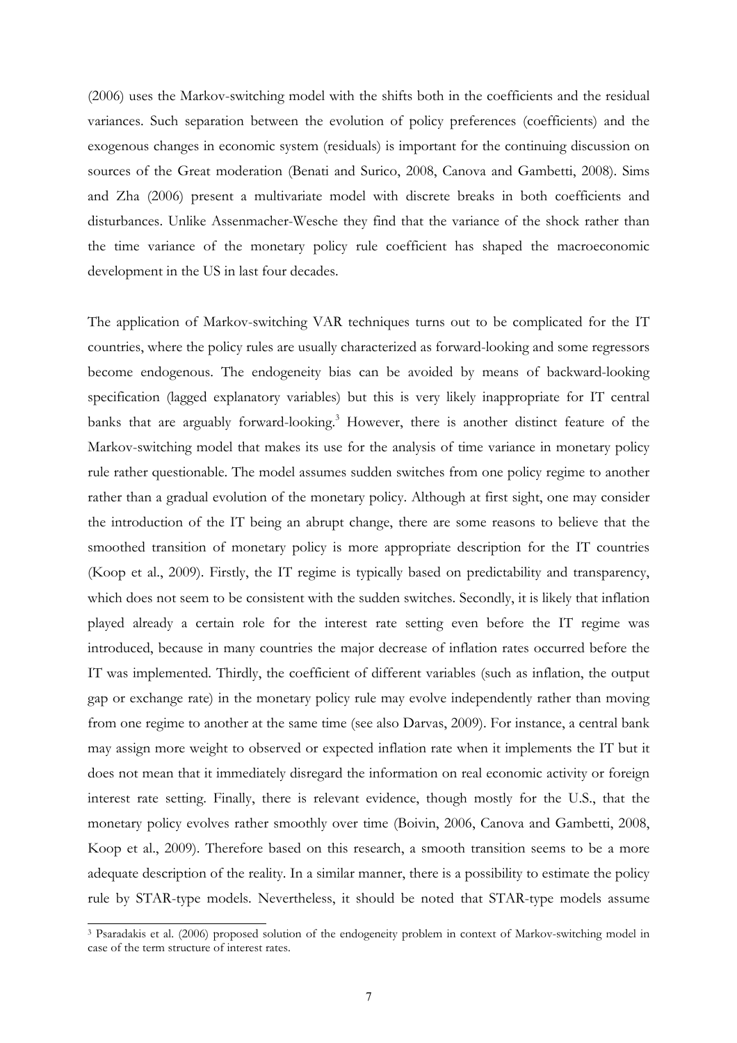(2006) uses the Markov-switching model with the shifts both in the coefficients and the residual variances. Such separation between the evolution of policy preferences (coefficients) and the exogenous changes in economic system (residuals) is important for the continuing discussion on sources of the Great moderation (Benati and Surico, 2008, Canova and Gambetti, 2008). Sims and Zha (2006) present a multivariate model with discrete breaks in both coefficients and disturbances. Unlike Assenmacher-Wesche they find that the variance of the shock rather than the time variance of the monetary policy rule coefficient has shaped the macroeconomic development in the US in last four decades.

The application of Markov-switching VAR techniques turns out to be complicated for the IT countries, where the policy rules are usually characterized as forward-looking and some regressors become endogenous. The endogeneity bias can be avoided by means of backward-looking specification (lagged explanatory variables) but this is very likely inappropriate for IT central banks that are arguably forward-looking.[3] However, there is another distinct feature of the Markov-switching model that makes its use for the analysis of time variance in monetary policy rule rather questionable. The model assumes sudden switches from one policy regime to another rather than a gradual evolution of the monetary policy. Although at first sight, one may consider the introduction of the IT being an abrupt change, there are some reasons to believe that the smoothed transition of monetary policy is more appropriate description for the IT countries (Koop et al., 2009). Firstly, the IT regime is typically based on predictability and transparency, which does not seem to be consistent with the sudden switches. Secondly, it is likely that inflation played already a certain role for the interest rate setting even before the IT regime was introduced, because in many countries the major decrease of inflation rates occurred before the IT was implemented. Thirdly, the coefficient of different variables (such as inflation, the output gap or exchange rate) in the monetary policy rule may evolve independently rather than moving from one regime to another at the same time (see also Darvas, 2009). For instance, a central bank may assign more weight to observed or expected inflation rate when it implements the IT but it does not mean that it immediately disregard the information on real economic activity or foreign interest rate setting. Finally, there is relevant evidence, though mostly for the U.S., that the monetary policy evolves rather smoothly over time (Boivin, 2006, Canova and Gambetti, 2008, Koop et al., 2009). Therefore based on this research, a smooth transition seems to be a more adequate description of the reality. In a similar manner, there is a possibility to estimate the policy rule by STAR-type models. Nevertheless, it should be noted that STAR-type models assume

[3] Psaradakis et al. (2006) proposed solution of the endogeneity problem in context of Markov-switching model in case of the term structure of interest rates.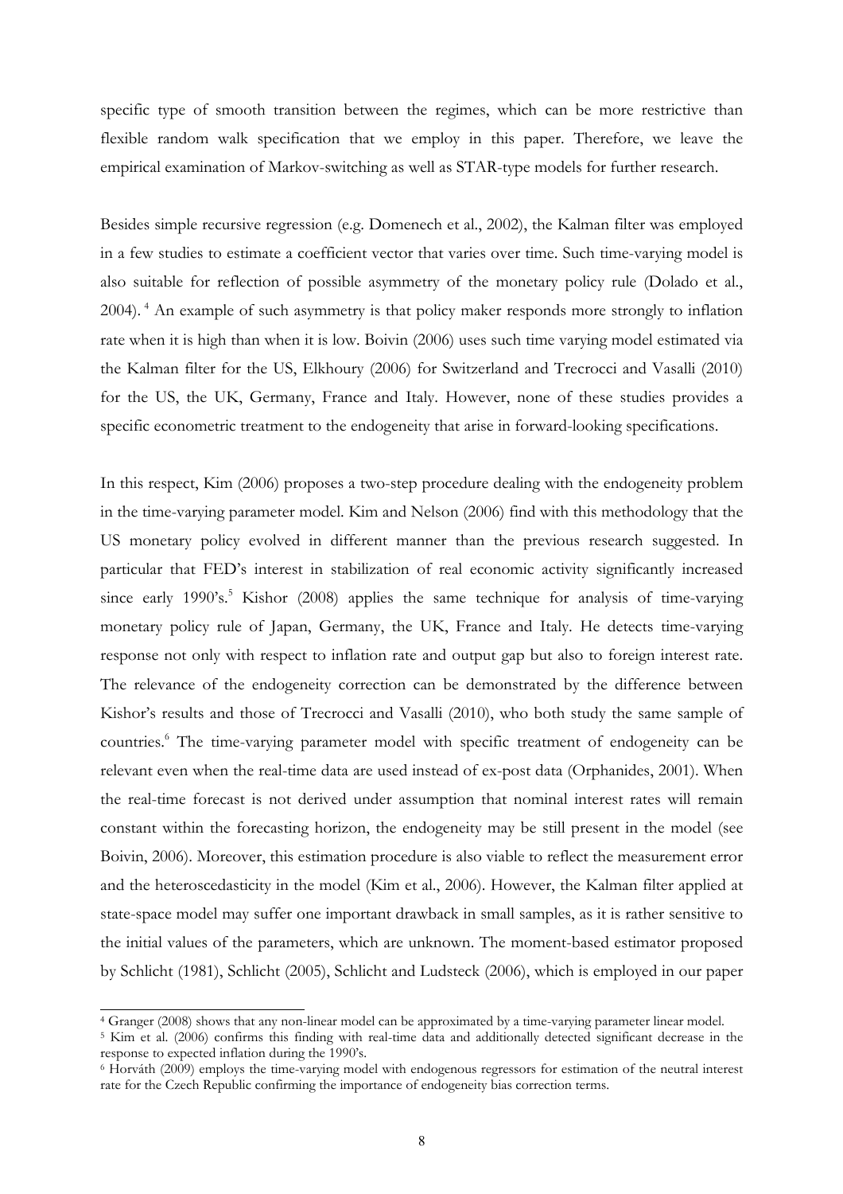specific type of smooth transition between the regimes, which can be more restrictive than flexible random walk specification that we employ in this paper. Therefore, we leave the empirical examination of Markov-switching as well as STAR-type models for further research.

Besides simple recursive regression (e.g. Domenech et al., 2002), the Kalman filter was employed in a few studies to estimate a coefficient vector that varies over time. Such time-varying model is also suitable for reflection of possible asymmetry of the monetary policy rule (Dolado et al., 2004).[4] An example of such asymmetry is that policy maker responds more strongly to inflation rate when it is high than when it is low. Boivin (2006) uses such time varying model estimated via the Kalman filter for the US, Elkhoury (2006) for Switzerland and Trecrocci and Vasalli (2010) for the US, the UK, Germany, France and Italy. However, none of these studies provides a specific econometric treatment to the endogeneity that arise in forward-looking specifications.

In this respect, Kim (2006) proposes a two-step procedure dealing with the endogeneity problem in the time-varying parameter model. Kim and Nelson (2006) find with this methodology that the US monetary policy evolved in different manner than the previous research suggested. In particular that FED's interest in stabilization of real economic activity significantly increased since early 1990's.[5] Kishor (2008) applies the same technique for analysis of time-varying monetary policy rule of Japan, Germany, the UK, France and Italy. He detects time-varying response not only with respect to inflation rate and output gap but also to foreign interest rate. The relevance of the endogeneity correction can be demonstrated by the difference between Kishor's results and those of Trecrocci and Vasalli (2010), who both study the same sample of countries.[6] The time-varying parameter model with specific treatment of endogeneity can be relevant even when the real-time data are used instead of ex-post data (Orphanides, 2001). When the real-time forecast is not derived under assumption that nominal interest rates will remain constant within the forecasting horizon, the endogeneity may be still present in the model (see Boivin, 2006). Moreover, this estimation procedure is also viable to reflect the measurement error and the heteroscedasticity in the model (Kim et al., 2006). However, the Kalman filter applied at state-space model may suffer one important drawback in small samples, as it is rather sensitive to the initial values of the parameters, which are unknown. The moment-based estimator proposed by Schlicht (1981), Schlicht (2005), Schlicht and Ludsteck (2006), which is employed in our paper

---

[4] Granger (2008) shows that any non-linear model can be approximated by a time-varying parameter linear model.

[5] Kim et al. (2006) confirms this finding with real-time data and additionally detected significant decrease in the response to expected inflation during the 1990's.

[6] Horváth (2009) employs the time-varying model with endogenous regressors for estimation of the neutral interest rate for the Czech Republic confirming the importance of endogeneity bias correction terms.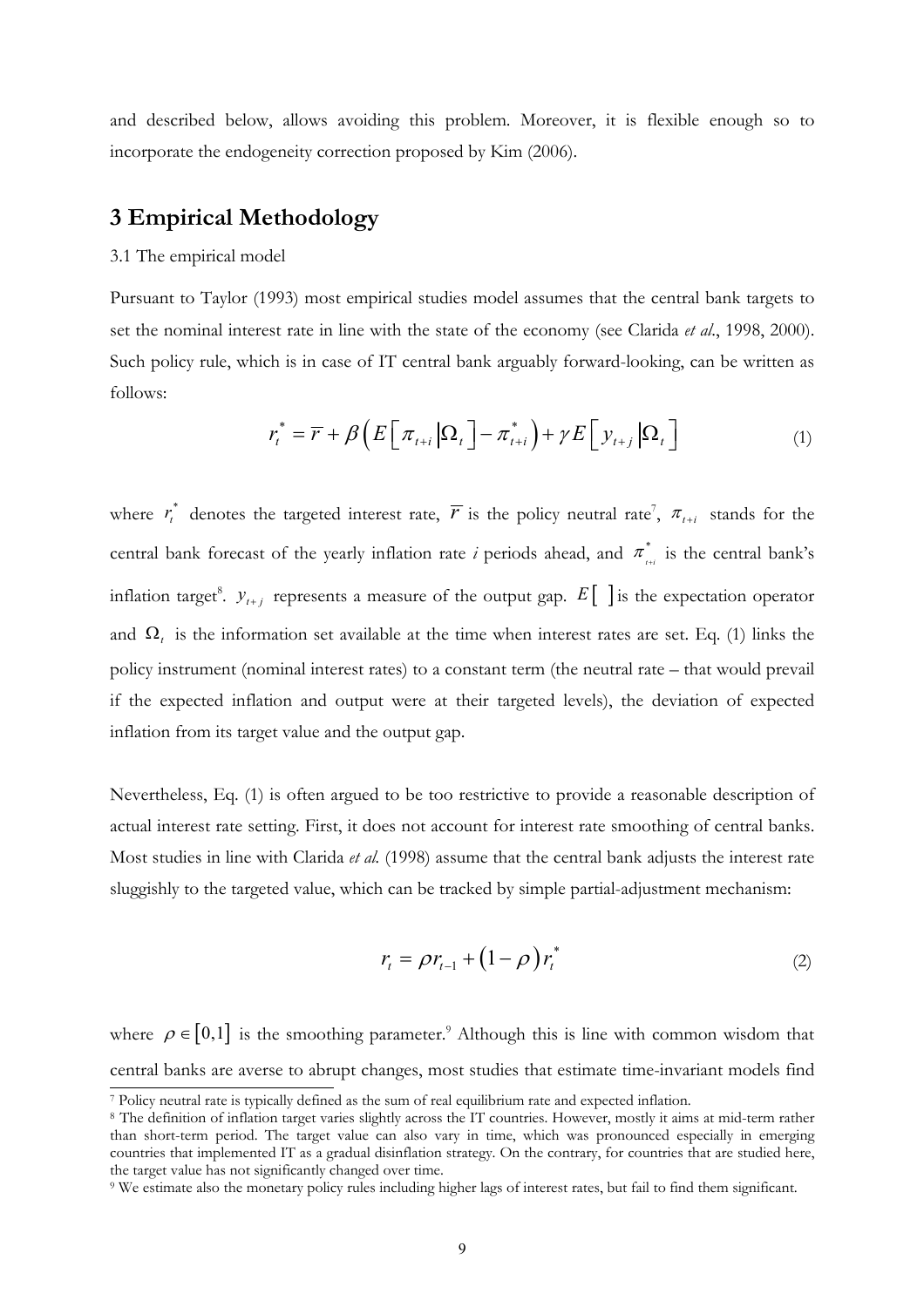and described below, allows avoiding this problem. Moreover, it is flexible enough so to incorporate the endogeneity correction proposed by Kim (2006).

## 3 Empirical Methodology

3.1 The empirical model

Pursuant to Taylor (1993) most empirical studies model assumes that the central bank targets to set the nominal interest rate in line with the state of the economy (see Clarida *et al.*, 1998, 2000). Such policy rule, which is in case of IT central bank arguably forward-looking, can be written as follows:

$$r_t^* = \overline{r} + \beta\left(E\left[\pi_{t+i}\left|\Omega_t\right.\right] - \pi_{t+i}^*\right) + \gamma E\left[y_{t+j}\left|\Omega_t\right.\right] \tag{1}$$

where $r_t^*$ denotes the targeted interest rate, $\overline{r}$ is the policy neutral rate[7], $\pi_{t+i}$ stands for the central bank forecast of the yearly inflation rate *i* periods ahead, and $\pi_{t+i}^*$ is the central bank's inflation target[8]. $y_{t+j}$ represents a measure of the output gap. $E[\ ]$ is the expectation operator and $\Omega_t$ is the information set available at the time when interest rates are set. Eq. (1) links the policy instrument (nominal interest rates) to a constant term (the neutral rate – that would prevail if the expected inflation and output were at their targeted levels), the deviation of expected inflation from its target value and the output gap.

Nevertheless, Eq. (1) is often argued to be too restrictive to provide a reasonable description of actual interest rate setting. First, it does not account for interest rate smoothing of central banks. Most studies in line with Clarida *et al.* (1998) assume that the central bank adjusts the interest rate sluggishly to the targeted value, which can be tracked by simple partial-adjustment mechanism:

$$r_t = \rho r_{t-1} + \left(1-\rho\right) r_t^* \tag{2}$$

where $\rho \in [0,1]$ is the smoothing parameter.[9] Although this is line with common wisdom that central banks are averse to abrupt changes, most studies that estimate time-invariant models find

[7] Policy neutral rate is typically defined as the sum of real equilibrium rate and expected inflation.

[8] The definition of inflation target varies slightly across the IT countries. However, mostly it aims at mid-term rather than short-term period. The target value can also vary in time, which was pronounced especially in emerging countries that implemented IT as a gradual disinflation strategy. On the contrary, for countries that are studied here, the target value has not significantly changed over time.

[9] We estimate also the monetary policy rules including higher lags of interest rates, but fail to find them significant.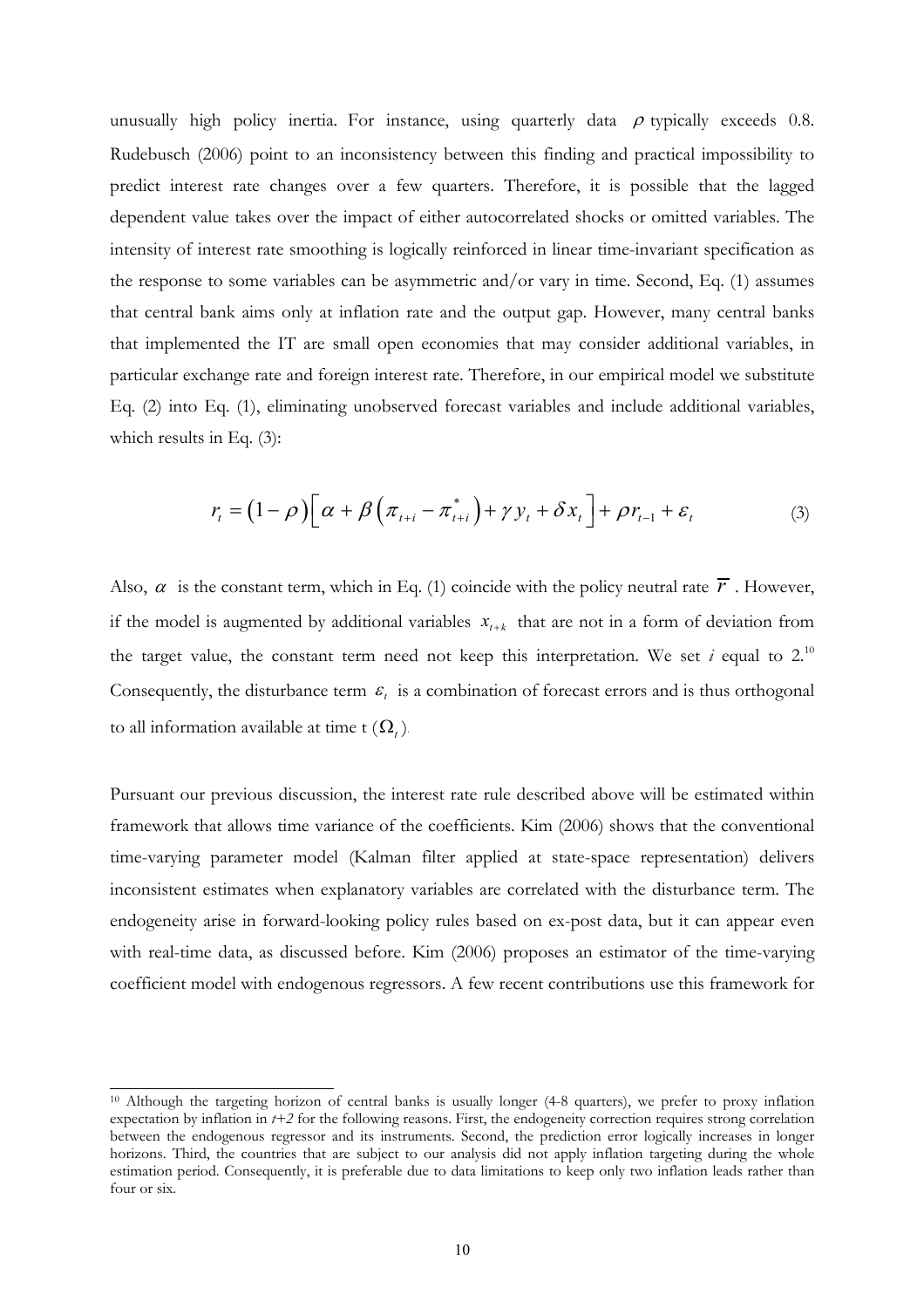unusually high policy inertia. For instance, using quarterly data $\rho$ typically exceeds 0.8. Rudebusch (2006) point to an inconsistency between this finding and practical impossibility to predict interest rate changes over a few quarters. Therefore, it is possible that the lagged dependent value takes over the impact of either autocorrelated shocks or omitted variables. The intensity of interest rate smoothing is logically reinforced in linear time-invariant specification as the response to some variables can be asymmetric and/or vary in time. Second, Eq. (1) assumes that central bank aims only at inflation rate and the output gap. However, many central banks that implemented the IT are small open economies that may consider additional variables, in particular exchange rate and foreign interest rate. Therefore, in our empirical model we substitute Eq. (2) into Eq. (1), eliminating unobserved forecast variables and include additional variables, which results in Eq. (3):

$$r_t = (1-\rho)\left[\alpha + \beta\left(\pi_{t+i} - \pi_{t+i}^*\right) + \gamma y_t + \delta x_t\right] + \rho r_{t-1} + \varepsilon_t \tag{3}$$

Also, $\alpha$ is the constant term, which in Eq. (1) coincide with the policy neutral rate $\overline{r}$ . However, if the model is augmented by additional variables $x_{t+k}$ that are not in a form of deviation from the target value, the constant term need not keep this interpretation. We set $i$ equal to 2.[10] Consequently, the disturbance term $\varepsilon_t$ is a combination of forecast errors and is thus orthogonal to all information available at time t ($\Omega_t$).

Pursuant our previous discussion, the interest rate rule described above will be estimated within framework that allows time variance of the coefficients. Kim (2006) shows that the conventional time-varying parameter model (Kalman filter applied at state-space representation) delivers inconsistent estimates when explanatory variables are correlated with the disturbance term. The endogeneity arise in forward-looking policy rules based on ex-post data, but it can appear even with real-time data, as discussed before. Kim (2006) proposes an estimator of the time-varying coefficient model with endogenous regressors. A few recent contributions use this framework for

[10] Although the targeting horizon of central banks is usually longer (4-8 quarters), we prefer to proxy inflation expectation by inflation in $t+2$ for the following reasons. First, the endogeneity correction requires strong correlation between the endogenous regressor and its instruments. Second, the prediction error logically increases in longer horizons. Third, the countries that are subject to our analysis did not apply inflation targeting during the whole estimation period. Consequently, it is preferable due to data limitations to keep only two inflation leads rather than four or six.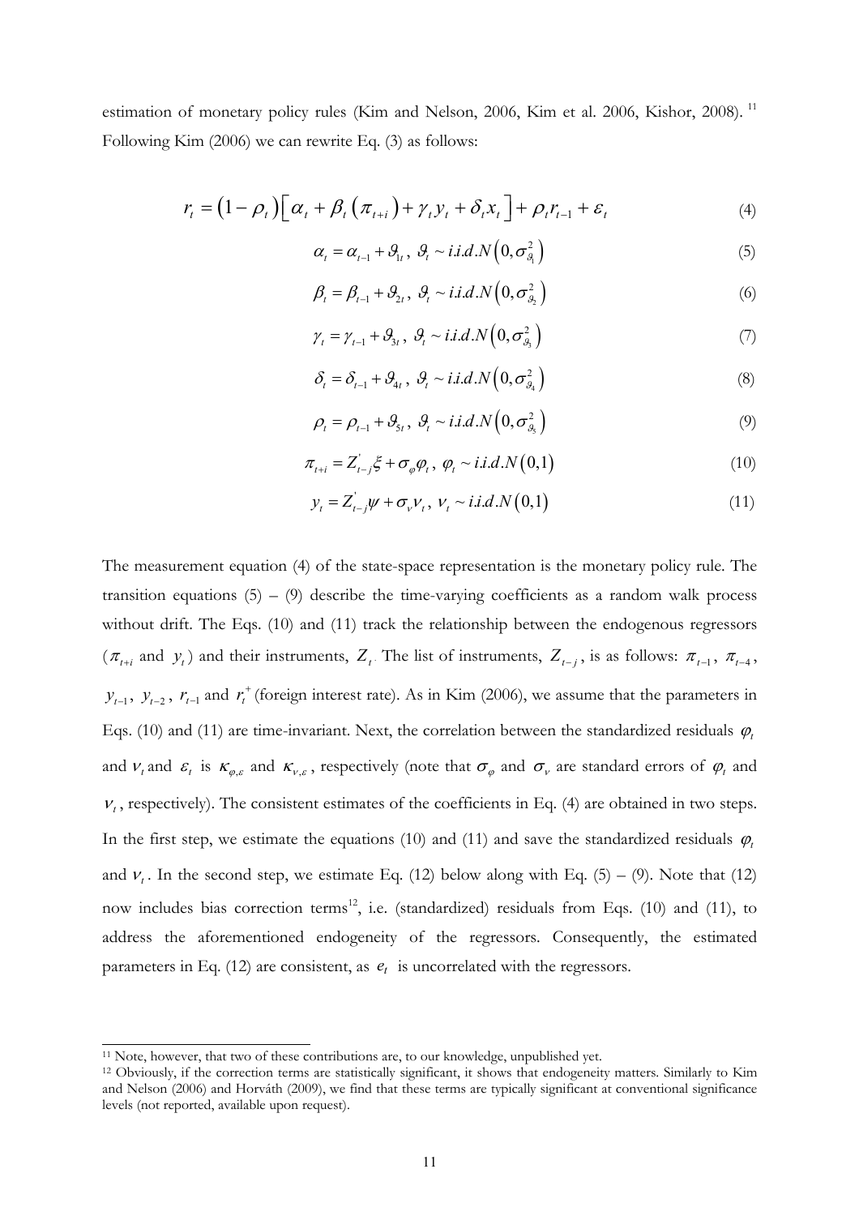estimation of monetary policy rules (Kim and Nelson, 2006, Kim et al. 2006, Kishor, 2008). [11] Following Kim (2006) we can rewrite Eq. (3) as follows:

$$r_t = (1-\rho_t)\left[\alpha_t + \beta_t(\pi_{t+i}) + \gamma_t y_t + \delta_t x_t\right] + \rho_t r_{t-1} + \varepsilon_t \tag{4}$$

$$\alpha_t = \alpha_{t-1} + \vartheta_{1t},\ \vartheta_t \sim i.i.d.N\left(0, \sigma^2_{\vartheta_1}\right) \tag{5}$$

$$\beta_t = \beta_{t-1} + \vartheta_{2t},\ \vartheta_t \sim i.i.d.N\left(0, \sigma^2_{\vartheta_2}\right) \tag{6}$$

$$\gamma_t = \gamma_{t-1} + \vartheta_{3t},\ \vartheta_t \sim i.i.d.N\left(0, \sigma^2_{\vartheta_3}\right) \tag{7}$$

$$\delta_t = \delta_{t-1} + \vartheta_{4t},\ \vartheta_t \sim i.i.d.N\left(0, \sigma^2_{\vartheta_4}\right) \tag{8}$$

$$\rho_t = \rho_{t-1} + \vartheta_{5t},\ \vartheta_t \sim i.i.d.N\left(0, \sigma^2_{\vartheta_5}\right) \tag{9}$$

$$\pi_{t+i} = Z'_{t-j}\xi + \sigma_\varphi \varphi_t,\ \varphi_t \sim i.i.d.N(0,1) \tag{10}$$

$$y_t = Z'_{t-j}\psi + \sigma_\nu \nu_t,\ \nu_t \sim i.i.d.N(0,1) \tag{11}$$

The measurement equation (4) of the state-space representation is the monetary policy rule. The transition equations (5) – (9) describe the time-varying coefficients as a random walk process without drift. The Eqs. (10) and (11) track the relationship between the endogenous regressors ($\pi_{t+i}$ and $y_t$) and their instruments, $Z_t$. The list of instruments, $Z_{t-j}$, is as follows: $\pi_{t-1}$, $\pi_{t-4}$, $y_{t-1}$, $y_{t-2}$, $r_{t-1}$ and $r_t^+$ (foreign interest rate). As in Kim (2006), we assume that the parameters in Eqs. (10) and (11) are time-invariant. Next, the correlation between the standardized residuals $\varphi_t$ and $\nu_t$ and $\varepsilon_t$ is $\kappa_{\varphi,\varepsilon}$ and $\kappa_{\nu,\varepsilon}$, respectively (note that $\sigma_\varphi$ and $\sigma_\nu$ are standard errors of $\varphi_t$ and $\nu_t$, respectively). The consistent estimates of the coefficients in Eq. (4) are obtained in two steps. In the first step, we estimate the equations (10) and (11) and save the standardized residuals $\varphi_t$ and $\nu_t$. In the second step, we estimate Eq. (12) below along with Eq. (5) – (9). Note that (12) now includes bias correction terms[12], i.e. (standardized) residuals from Eqs. (10) and (11), to address the aforementioned endogeneity of the regressors. Consequently, the estimated parameters in Eq. (12) are consistent, as $e_t$ is uncorrelated with the regressors.

---

[11] Note, however, that two of these contributions are, to our knowledge, unpublished yet.

[12] Obviously, if the correction terms are statistically significant, it shows that endogeneity matters. Similarly to Kim and Nelson (2006) and Horváth (2009), we find that these terms are typically significant at conventional significance levels (not reported, available upon request).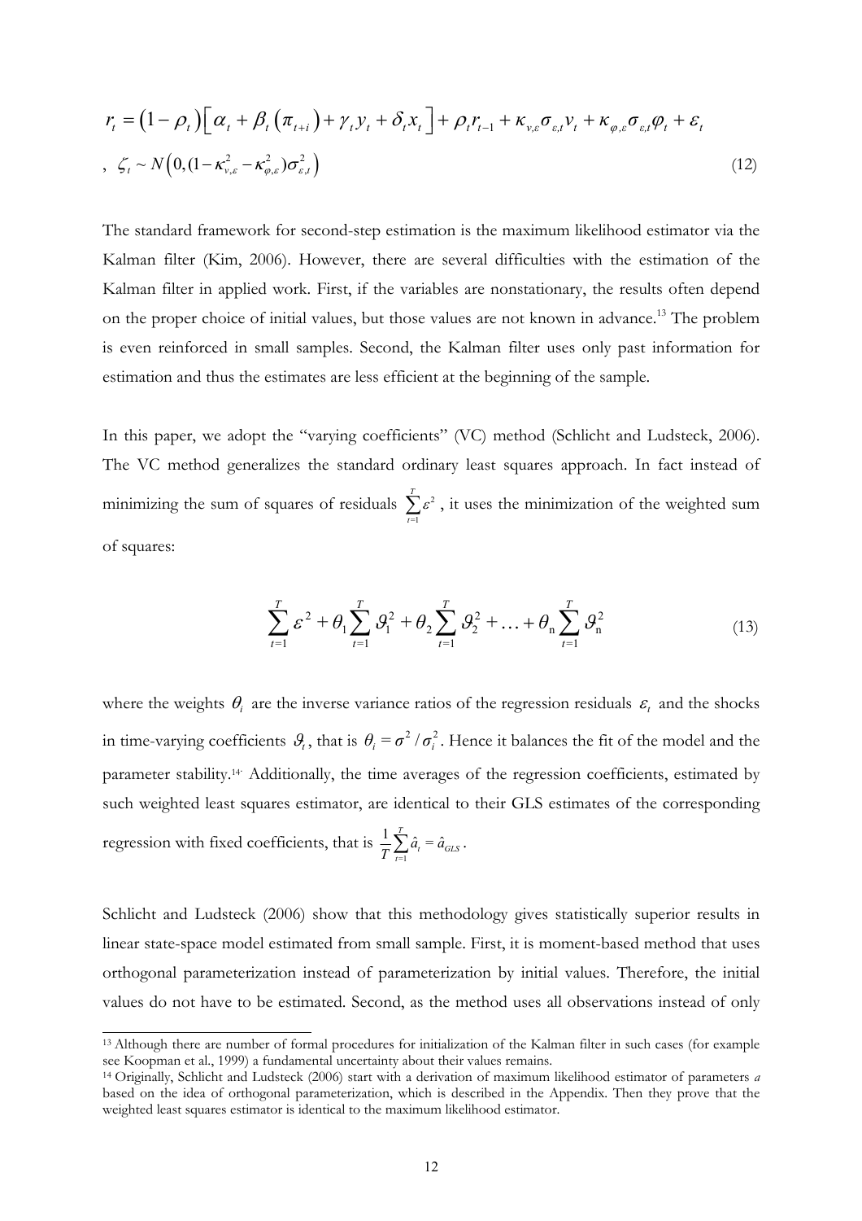$$r_t = (1-\rho_t)\left[\alpha_t + \beta_t(\pi_{t+i}) + \gamma_t y_t + \delta_t x_t\right] + \rho_t r_{t-1} + \kappa_{v,\varepsilon}\sigma_{\varepsilon,t}v_t + \kappa_{\varphi,\varepsilon}\sigma_{\varepsilon,t}\varphi_t + \varepsilon_t$$

$$, \;\; \zeta_t \sim N\left(0,(1-\kappa_{v,\varepsilon}^2 - \kappa_{\varphi,\varepsilon}^2)\sigma_{\varepsilon,t}^2\right) \tag{12}$$

The standard framework for second-step estimation is the maximum likelihood estimator via the Kalman filter (Kim, 2006). However, there are several difficulties with the estimation of the Kalman filter in applied work. First, if the variables are nonstationary, the results often depend on the proper choice of initial values, but those values are not known in advance.[13] The problem is even reinforced in small samples. Second, the Kalman filter uses only past information for estimation and thus the estimates are less efficient at the beginning of the sample.

In this paper, we adopt the "varying coefficients" (VC) method (Schlicht and Ludsteck, 2006). The VC method generalizes the standard ordinary least squares approach. In fact instead of minimizing the sum of squares of residuals $\sum_{t=1}^{T}\varepsilon^2$, it uses the minimization of the weighted sum of squares:

$$\sum_{t=1}^{T}\varepsilon^2 + \theta_1\sum_{t=1}^{T}\vartheta_1^2 + \theta_2\sum_{t=1}^{T}\vartheta_2^2 + \ldots + \theta_n\sum_{t=1}^{T}\vartheta_n^2 \tag{13}$$

where the weights $\theta_i$ are the inverse variance ratios of the regression residuals $\varepsilon_t$ and the shocks in time-varying coefficients $\vartheta_t$, that is $\theta_i = \sigma^2/\sigma_i^2$. Hence it balances the fit of the model and the parameter stability.[14] Additionally, the time averages of the regression coefficients, estimated by such weighted least squares estimator, are identical to their GLS estimates of the corresponding regression with fixed coefficients, that is $\frac{1}{T}\sum_{t=1}^{T}\hat{a}_t = \hat{a}_{GLS}$.

Schlicht and Ludsteck (2006) show that this methodology gives statistically superior results in linear state-space model estimated from small sample. First, it is moment-based method that uses orthogonal parameterization instead of parameterization by initial values. Therefore, the initial values do not have to be estimated. Second, as the method uses all observations instead of only

---

[13] Although there are number of formal procedures for initialization of the Kalman filter in such cases (for example see Koopman et al., 1999) a fundamental uncertainty about their values remains.

[14] Originally, Schlicht and Ludsteck (2006) start with a derivation of maximum likelihood estimator of parameters *a* based on the idea of orthogonal parameterization, which is described in the Appendix. Then they prove that the weighted least squares estimator is identical to the maximum likelihood estimator.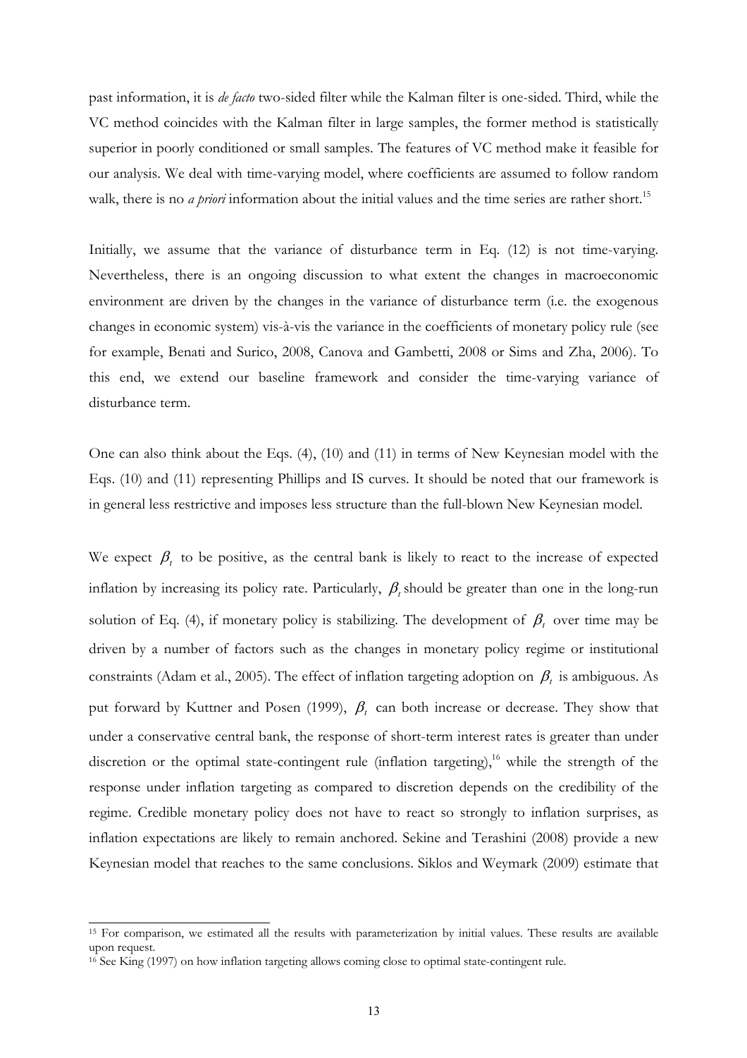past information, it is *de facto* two-sided filter while the Kalman filter is one-sided. Third, while the VC method coincides with the Kalman filter in large samples, the former method is statistically superior in poorly conditioned or small samples. The features of VC method make it feasible for our analysis. We deal with time-varying model, where coefficients are assumed to follow random walk, there is no *a priori* information about the initial values and the time series are rather short.[15]

Initially, we assume that the variance of disturbance term in Eq. (12) is not time-varying. Nevertheless, there is an ongoing discussion to what extent the changes in macroeconomic environment are driven by the changes in the variance of disturbance term (i.e. the exogenous changes in economic system) vis-à-vis the variance in the coefficients of monetary policy rule (see for example, Benati and Surico, 2008, Canova and Gambetti, 2008 or Sims and Zha, 2006). To this end, we extend our baseline framework and consider the time-varying variance of disturbance term.

One can also think about the Eqs. (4), (10) and (11) in terms of New Keynesian model with the Eqs. (10) and (11) representing Phillips and IS curves. It should be noted that our framework is in general less restrictive and imposes less structure than the full-blown New Keynesian model.

We expect $\beta_t$ to be positive, as the central bank is likely to react to the increase of expected inflation by increasing its policy rate. Particularly, $\beta_t$ should be greater than one in the long-run solution of Eq. (4), if monetary policy is stabilizing. The development of $\beta_t$ over time may be driven by a number of factors such as the changes in monetary policy regime or institutional constraints (Adam et al., 2005). The effect of inflation targeting adoption on $\beta_t$ is ambiguous. As put forward by Kuttner and Posen (1999), $\beta_t$ can both increase or decrease. They show that under a conservative central bank, the response of short-term interest rates is greater than under discretion or the optimal state-contingent rule (inflation targeting),[16] while the strength of the response under inflation targeting as compared to discretion depends on the credibility of the regime. Credible monetary policy does not have to react so strongly to inflation surprises, as inflation expectations are likely to remain anchored. Sekine and Terashini (2008) provide a new Keynesian model that reaches to the same conclusions. Siklos and Weymark (2009) estimate that

[15] For comparison, we estimated all the results with parameterization by initial values. These results are available upon request.

[16] See King (1997) on how inflation targeting allows coming close to optimal state-contingent rule.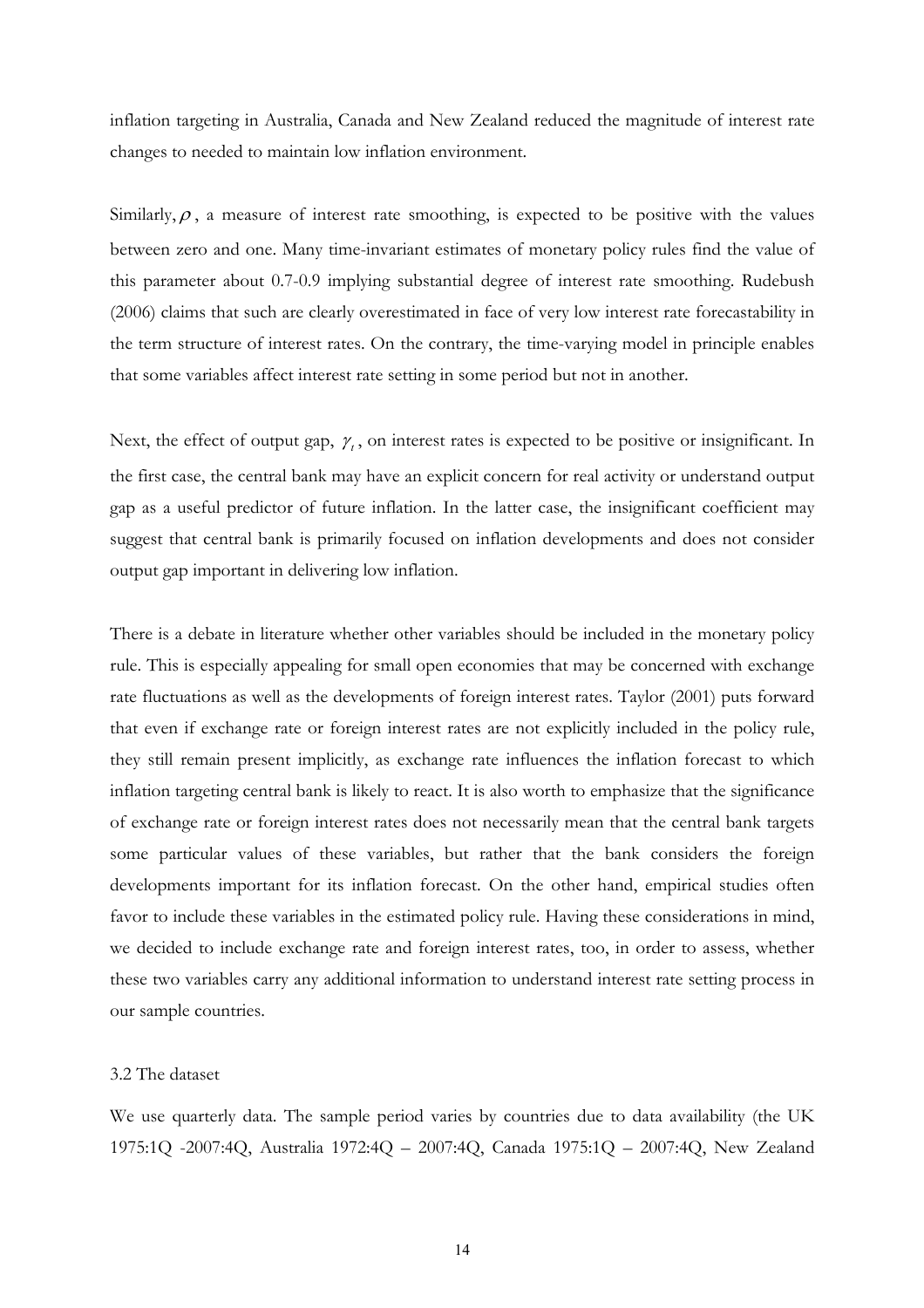inflation targeting in Australia, Canada and New Zealand reduced the magnitude of interest rate changes to needed to maintain low inflation environment.

Similarly, $\rho$, a measure of interest rate smoothing, is expected to be positive with the values between zero and one. Many time-invariant estimates of monetary policy rules find the value of this parameter about 0.7-0.9 implying substantial degree of interest rate smoothing. Rudebush (2006) claims that such are clearly overestimated in face of very low interest rate forecastability in the term structure of interest rates. On the contrary, the time-varying model in principle enables that some variables affect interest rate setting in some period but not in another.

Next, the effect of output gap, $\gamma_t$, on interest rates is expected to be positive or insignificant. In the first case, the central bank may have an explicit concern for real activity or understand output gap as a useful predictor of future inflation. In the latter case, the insignificant coefficient may suggest that central bank is primarily focused on inflation developments and does not consider output gap important in delivering low inflation.

There is a debate in literature whether other variables should be included in the monetary policy rule. This is especially appealing for small open economies that may be concerned with exchange rate fluctuations as well as the developments of foreign interest rates. Taylor (2001) puts forward that even if exchange rate or foreign interest rates are not explicitly included in the policy rule, they still remain present implicitly, as exchange rate influences the inflation forecast to which inflation targeting central bank is likely to react. It is also worth to emphasize that the significance of exchange rate or foreign interest rates does not necessarily mean that the central bank targets some particular values of these variables, but rather that the bank considers the foreign developments important for its inflation forecast. On the other hand, empirical studies often favor to include these variables in the estimated policy rule. Having these considerations in mind, we decided to include exchange rate and foreign interest rates, too, in order to assess, whether these two variables carry any additional information to understand interest rate setting process in our sample countries.

### 3.2 The dataset

We use quarterly data. The sample period varies by countries due to data availability (the UK 1975:1Q -2007:4Q, Australia 1972:4Q – 2007:4Q, Canada 1975:1Q – 2007:4Q, New Zealand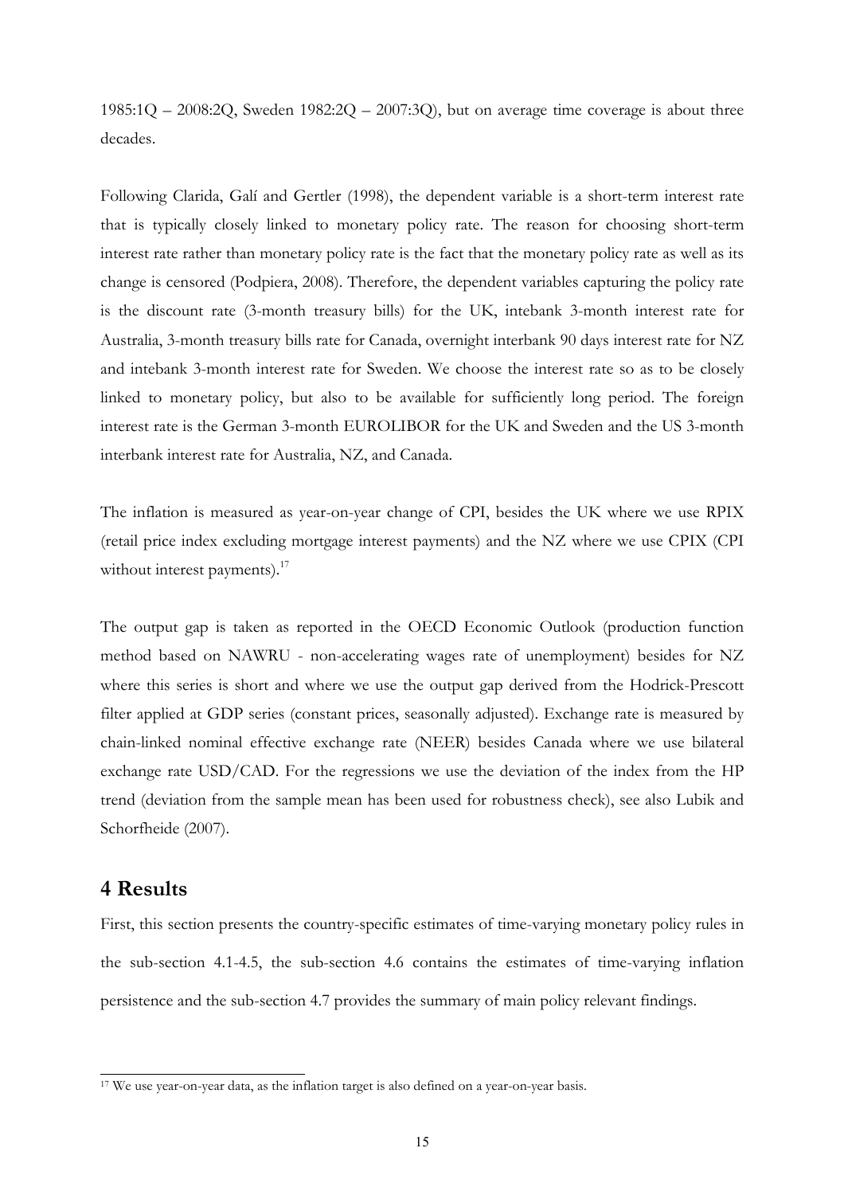1985:1Q – 2008:2Q, Sweden 1982:2Q – 2007:3Q), but on average time coverage is about three decades.

Following Clarida, Galí and Gertler (1998), the dependent variable is a short-term interest rate that is typically closely linked to monetary policy rate. The reason for choosing short-term interest rate rather than monetary policy rate is the fact that the monetary policy rate as well as its change is censored (Podpiera, 2008). Therefore, the dependent variables capturing the policy rate is the discount rate (3-month treasury bills) for the UK, intebank 3-month interest rate for Australia, 3-month treasury bills rate for Canada, overnight interbank 90 days interest rate for NZ and intebank 3-month interest rate for Sweden. We choose the interest rate so as to be closely linked to monetary policy, but also to be available for sufficiently long period. The foreign interest rate is the German 3-month EUROLIBOR for the UK and Sweden and the US 3-month interbank interest rate for Australia, NZ, and Canada.

The inflation is measured as year-on-year change of CPI, besides the UK where we use RPIX (retail price index excluding mortgage interest payments) and the NZ where we use CPIX (CPI without interest payments).[17]

The output gap is taken as reported in the OECD Economic Outlook (production function method based on NAWRU - non-accelerating wages rate of unemployment) besides for NZ where this series is short and where we use the output gap derived from the Hodrick-Prescott filter applied at GDP series (constant prices, seasonally adjusted). Exchange rate is measured by chain-linked nominal effective exchange rate (NEER) besides Canada where we use bilateral exchange rate USD/CAD. For the regressions we use the deviation of the index from the HP trend (deviation from the sample mean has been used for robustness check), see also Lubik and Schorfheide (2007).

# 4 Results

First, this section presents the country-specific estimates of time-varying monetary policy rules in the sub-section 4.1-4.5, the sub-section 4.6 contains the estimates of time-varying inflation persistence and the sub-section 4.7 provides the summary of main policy relevant findings.

[17] We use year-on-year data, as the inflation target is also defined on a year-on-year basis.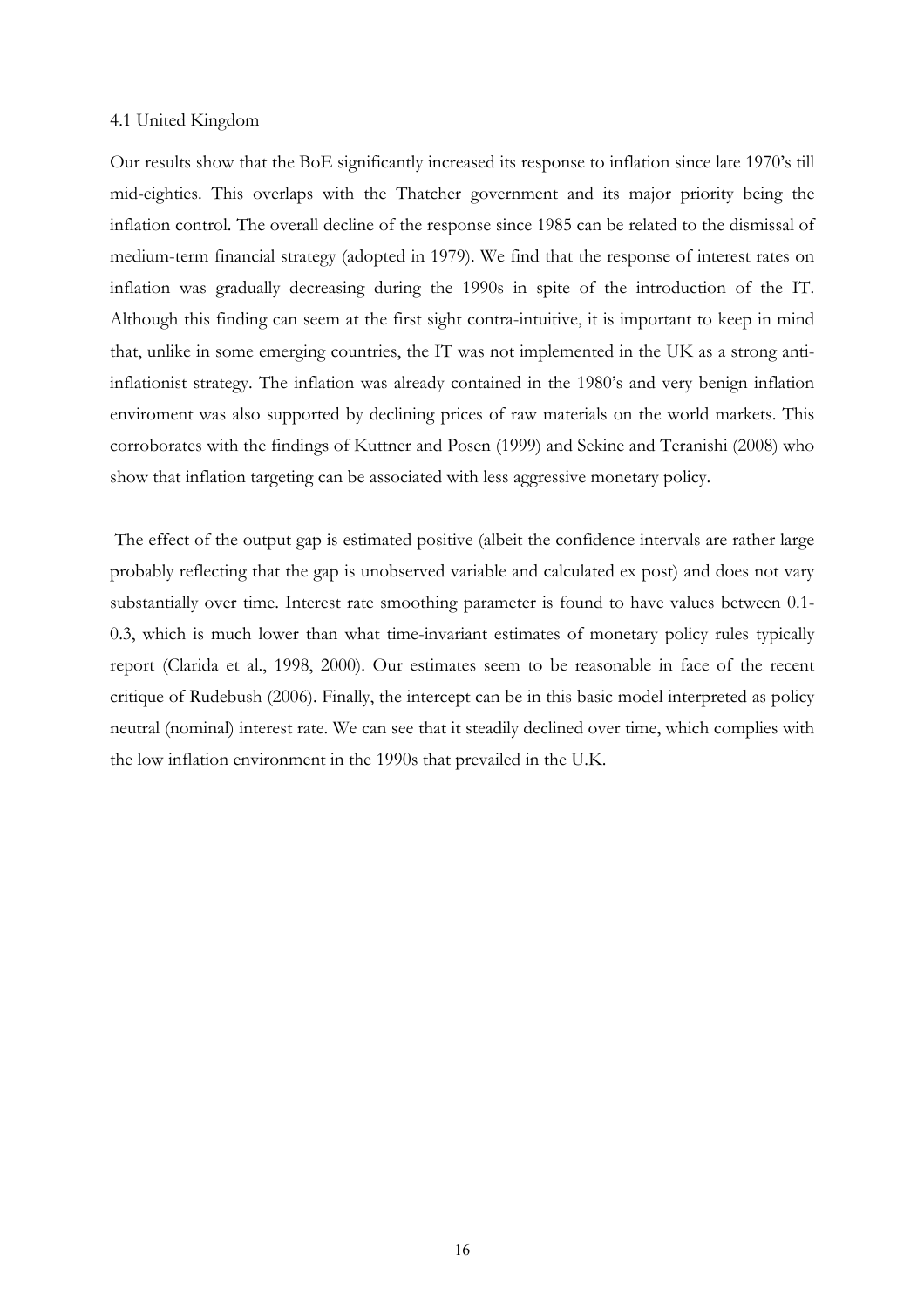### 4.1 United Kingdom

Our results show that the BoE significantly increased its response to inflation since late 1970's till mid-eighties. This overlaps with the Thatcher government and its major priority being the inflation control. The overall decline of the response since 1985 can be related to the dismissal of medium-term financial strategy (adopted in 1979). We find that the response of interest rates on inflation was gradually decreasing during the 1990s in spite of the introduction of the IT. Although this finding can seem at the first sight contra-intuitive, it is important to keep in mind that, unlike in some emerging countries, the IT was not implemented in the UK as a strong anti-inflationist strategy. The inflation was already contained in the 1980's and very benign inflation enviroment was also supported by declining prices of raw materials on the world markets. This corroborates with the findings of Kuttner and Posen (1999) and Sekine and Teranishi (2008) who show that inflation targeting can be associated with less aggressive monetary policy.

The effect of the output gap is estimated positive (albeit the confidence intervals are rather large probably reflecting that the gap is unobserved variable and calculated ex post) and does not vary substantially over time. Interest rate smoothing parameter is found to have values between 0.1-0.3, which is much lower than what time-invariant estimates of monetary policy rules typically report (Clarida et al., 1998, 2000). Our estimates seem to be reasonable in face of the recent critique of Rudebush (2006). Finally, the intercept can be in this basic model interpreted as policy neutral (nominal) interest rate. We can see that it steadily declined over time, which complies with the low inflation environment in the 1990s that prevailed in the U.K.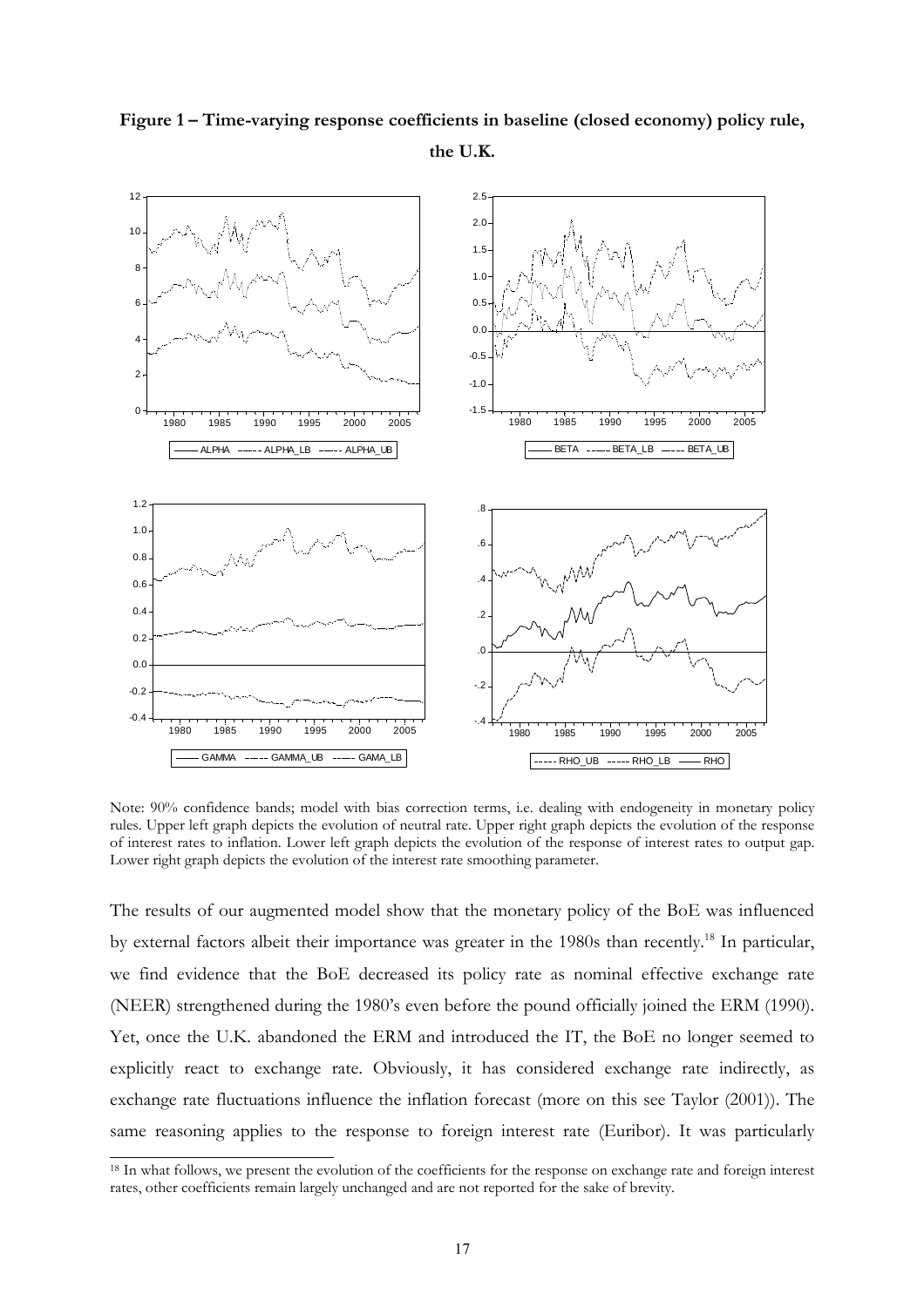**Figure 1 – Time-varying response coefficients in baseline (closed economy) policy rule, the U.K.**

Note: 90% confidence bands; model with bias correction terms, i.e. dealing with endogeneity in monetary policy rules. Upper left graph depicts the evolution of neutral rate. Upper right graph depicts the evolution of the response of interest rates to inflation. Lower left graph depicts the evolution of the response of interest rates to output gap. Lower right graph depicts the evolution of the interest rate smoothing parameter.

The results of our augmented model show that the monetary policy of the BoE was influenced by external factors albeit their importance was greater in the 1980s than recently.[18] In particular, we find evidence that the BoE decreased its policy rate as nominal effective exchange rate (NEER) strengthened during the 1980's even before the pound officially joined the ERM (1990). Yet, once the U.K. abandoned the ERM and introduced the IT, the BoE no longer seemed to explicitly react to exchange rate. Obviously, it has considered exchange rate indirectly, as exchange rate fluctuations influence the inflation forecast (more on this see Taylor (2001)). The same reasoning applies to the response to foreign interest rate (Euribor). It was particularly

[18] In what follows, we present the evolution of the coefficients for the response on exchange rate and foreign interest rates, other coefficients remain largely unchanged and are not reported for the sake of brevity.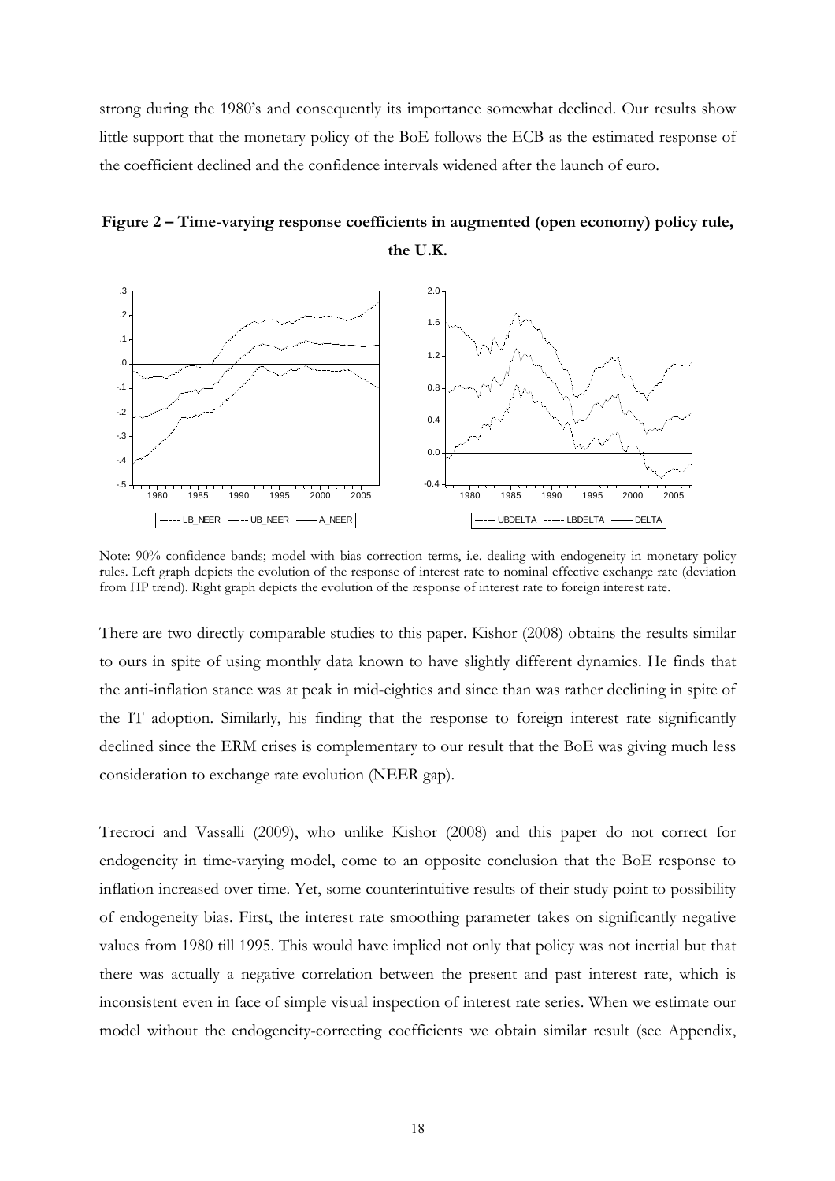strong during the 1980's and consequently its importance somewhat declined. Our results show little support that the monetary policy of the BoE follows the ECB as the estimated response of the coefficient declined and the confidence intervals widened after the launch of euro.

**Figure 2 – Time-varying response coefficients in augmented (open economy) policy rule, the U.K.**

Note: 90% confidence bands; model with bias correction terms, i.e. dealing with endogeneity in monetary policy rules. Left graph depicts the evolution of the response of interest rate to nominal effective exchange rate (deviation from HP trend). Right graph depicts the evolution of the response of interest rate to foreign interest rate.

There are two directly comparable studies to this paper. Kishor (2008) obtains the results similar to ours in spite of using monthly data known to have slightly different dynamics. He finds that the anti-inflation stance was at peak in mid-eighties and since than was rather declining in spite of the IT adoption. Similarly, his finding that the response to foreign interest rate significantly declined since the ERM crises is complementary to our result that the BoE was giving much less consideration to exchange rate evolution (NEER gap).

Trecroci and Vassalli (2009), who unlike Kishor (2008) and this paper do not correct for endogeneity in time-varying model, come to an opposite conclusion that the BoE response to inflation increased over time. Yet, some counterintuitive results of their study point to possibility of endogeneity bias. First, the interest rate smoothing parameter takes on significantly negative values from 1980 till 1995. This would have implied not only that policy was not inertial but that there was actually a negative correlation between the present and past interest rate, which is inconsistent even in face of simple visual inspection of interest rate series. When we estimate our model without the endogeneity-correcting coefficients we obtain similar result (see Appendix,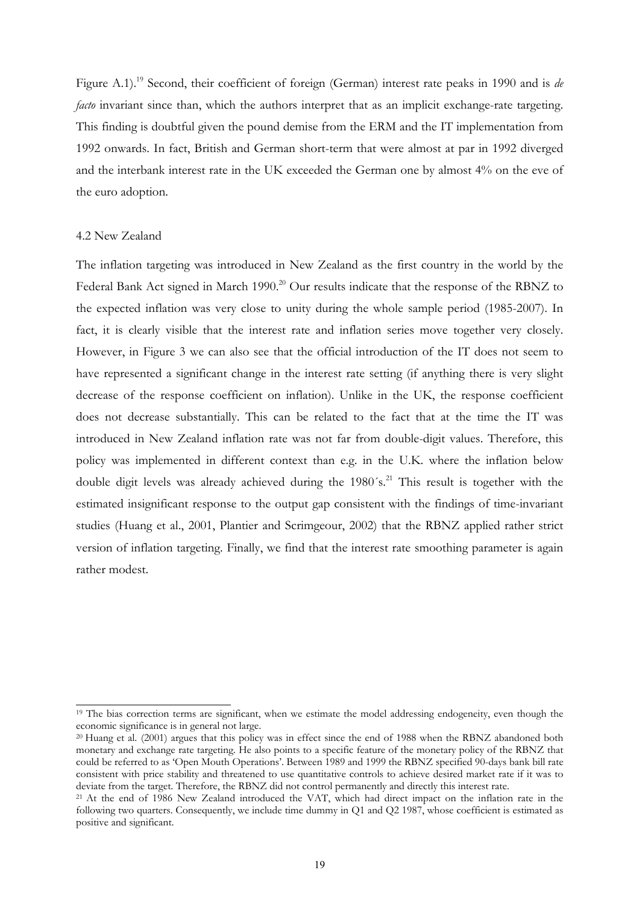Figure A.1).[19] Second, their coefficient of foreign (German) interest rate peaks in 1990 and is *de facto* invariant since than, which the authors interpret that as an implicit exchange-rate targeting. This finding is doubtful given the pound demise from the ERM and the IT implementation from 1992 onwards. In fact, British and German short-term that were almost at par in 1992 diverged and the interbank interest rate in the UK exceeded the German one by almost 4% on the eve of the euro adoption.

### 4.2 New Zealand

The inflation targeting was introduced in New Zealand as the first country in the world by the Federal Bank Act signed in March 1990.[20] Our results indicate that the response of the RBNZ to the expected inflation was very close to unity during the whole sample period (1985-2007). In fact, it is clearly visible that the interest rate and inflation series move together very closely. However, in Figure 3 we can also see that the official introduction of the IT does not seem to have represented a significant change in the interest rate setting (if anything there is very slight decrease of the response coefficient on inflation). Unlike in the UK, the response coefficient does not decrease substantially. This can be related to the fact that at the time the IT was introduced in New Zealand inflation rate was not far from double-digit values. Therefore, this policy was implemented in different context than e.g. in the U.K. where the inflation below double digit levels was already achieved during the 1980´s.[21] This result is together with the estimated insignificant response to the output gap consistent with the findings of time-invariant studies (Huang et al., 2001, Plantier and Scrimgeour, 2002) that the RBNZ applied rather strict version of inflation targeting. Finally, we find that the interest rate smoothing parameter is again rather modest.

---

[19] The bias correction terms are significant, when we estimate the model addressing endogeneity, even though the economic significance is in general not large.

[20] Huang et al. (2001) argues that this policy was in effect since the end of 1988 when the RBNZ abandoned both monetary and exchange rate targeting. He also points to a specific feature of the monetary policy of the RBNZ that could be referred to as 'Open Mouth Operations'. Between 1989 and 1999 the RBNZ specified 90-days bank bill rate consistent with price stability and threatened to use quantitative controls to achieve desired market rate if it was to deviate from the target. Therefore, the RBNZ did not control permanently and directly this interest rate.

[21] At the end of 1986 New Zealand introduced the VAT, which had direct impact on the inflation rate in the following two quarters. Consequently, we include time dummy in Q1 and Q2 1987, whose coefficient is estimated as positive and significant.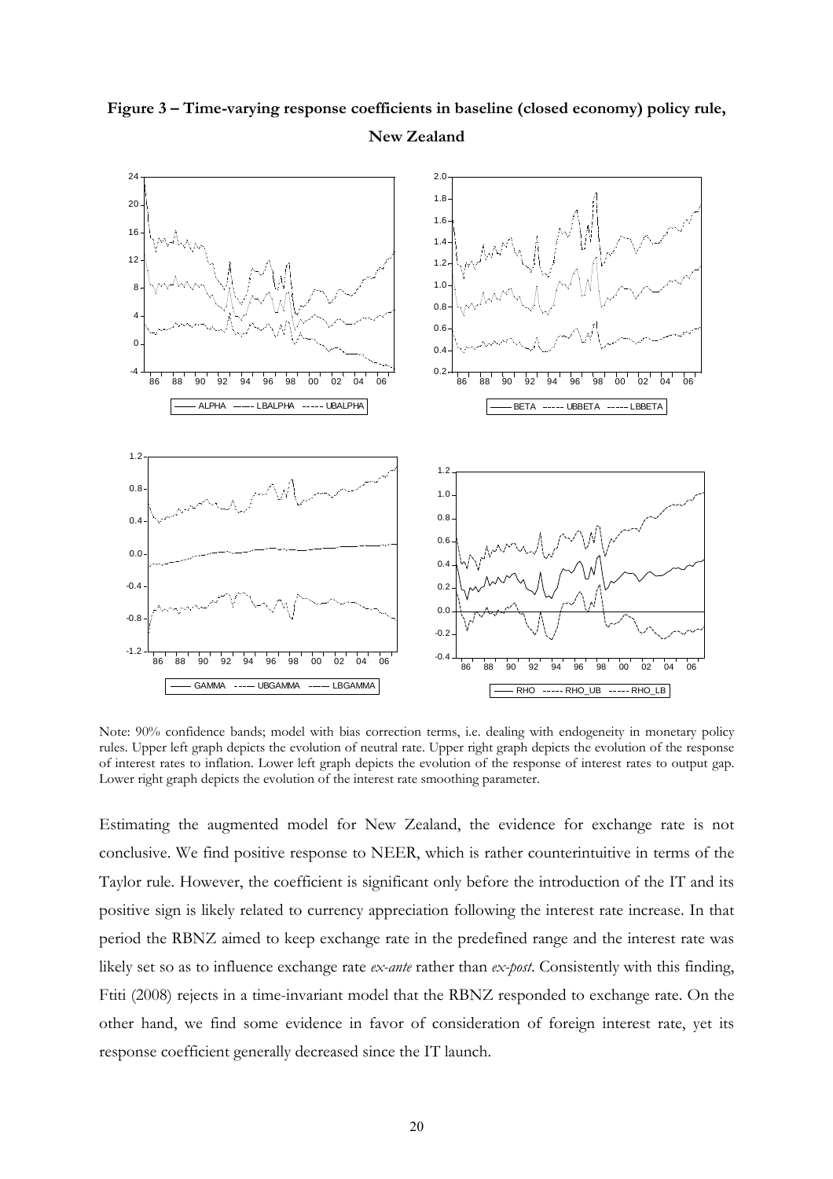**Figure 3 – Time-varying response coefficients in baseline (closed economy) policy rule, New Zealand**

Note: 90% confidence bands; model with bias correction terms, i.e. dealing with endogeneity in monetary policy rules. Upper left graph depicts the evolution of neutral rate. Upper right graph depicts the evolution of the response of interest rates to inflation. Lower left graph depicts the evolution of the response of interest rates to output gap. Lower right graph depicts the evolution of the interest rate smoothing parameter.

Estimating the augmented model for New Zealand, the evidence for exchange rate is not conclusive. We find positive response to NEER, which is rather counterintuitive in terms of the Taylor rule. However, the coefficient is significant only before the introduction of the IT and its positive sign is likely related to currency appreciation following the interest rate increase. In that period the RBNZ aimed to keep exchange rate in the predefined range and the interest rate was likely set so as to influence exchange rate *ex-ante* rather than *ex-post*. Consistently with this finding, Ftiti (2008) rejects in a time-invariant model that the RBNZ responded to exchange rate. On the other hand, we find some evidence in favor of consideration of foreign interest rate, yet its response coefficient generally decreased since the IT launch.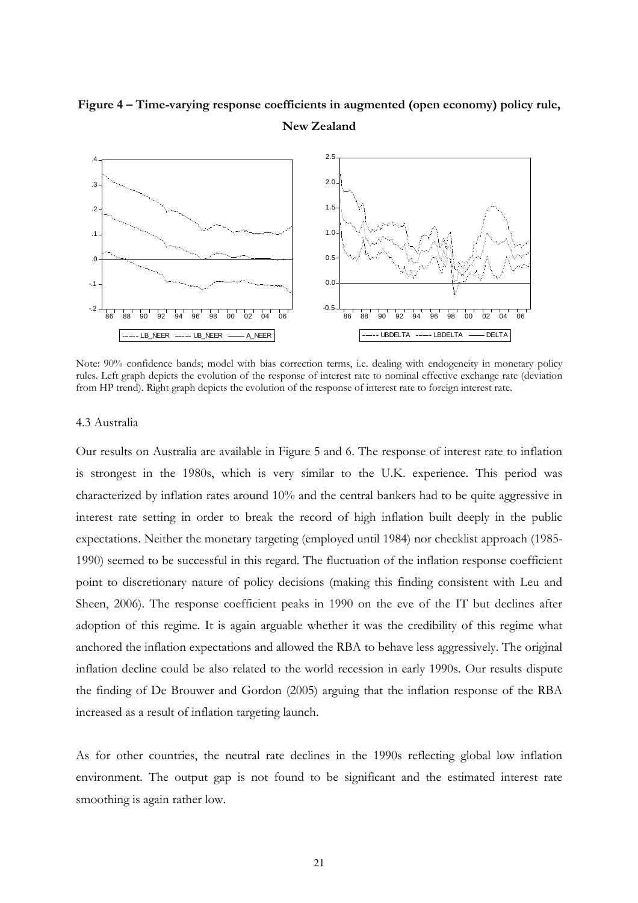**Figure 4 – Time-varying response coefficients in augmented (open economy) policy rule, New Zealand**

Note: 90% confidence bands; model with bias correction terms, i.e. dealing with endogeneity in monetary policy rules. Left graph depicts the evolution of the response of interest rate to nominal effective exchange rate (deviation from HP trend). Right graph depicts the evolution of the response of interest rate to foreign interest rate.

### 4.3 Australia

Our results on Australia are available in Figure 5 and 6. The response of interest rate to inflation is strongest in the 1980s, which is very similar to the U.K. experience. This period was characterized by inflation rates around 10% and the central bankers had to be quite aggressive in interest rate setting in order to break the record of high inflation built deeply in the public expectations. Neither the monetary targeting (employed until 1984) nor checklist approach (1985-1990) seemed to be successful in this regard. The fluctuation of the inflation response coefficient point to discretionary nature of policy decisions (making this finding consistent with Leu and Sheen, 2006). The response coefficient peaks in 1990 on the eve of the IT but declines after adoption of this regime. It is again arguable whether it was the credibility of this regime what anchored the inflation expectations and allowed the RBA to behave less aggressively. The original inflation decline could be also related to the world recession in early 1990s. Our results dispute the finding of De Brouwer and Gordon (2005) arguing that the inflation response of the RBA increased as a result of inflation targeting launch.

As for other countries, the neutral rate declines in the 1990s reflecting global low inflation environment. The output gap is not found to be significant and the estimated interest rate smoothing is again rather low.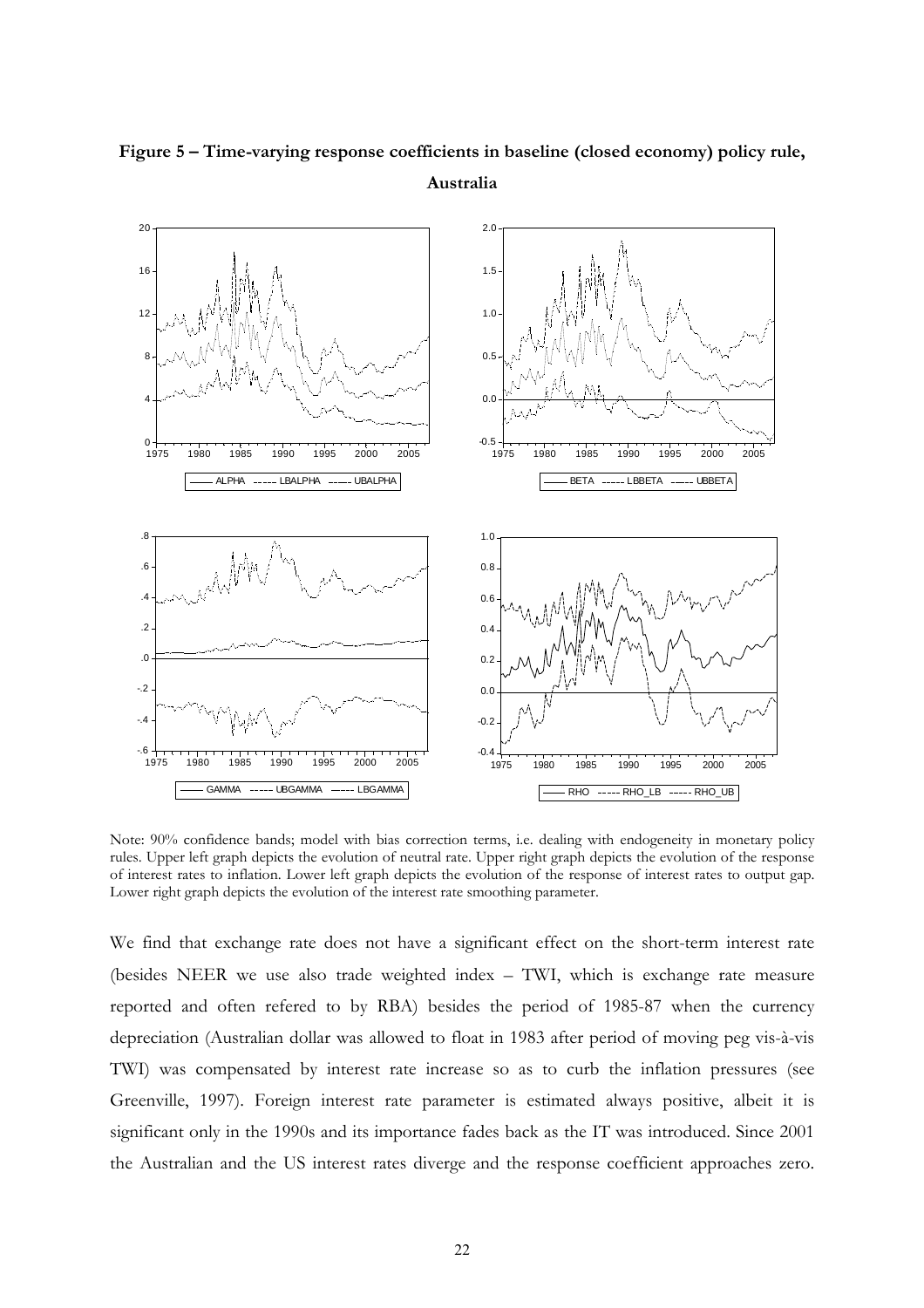**Figure 5 – Time-varying response coefficients in baseline (closed economy) policy rule, Australia**

Note: 90% confidence bands; model with bias correction terms, i.e. dealing with endogeneity in monetary policy rules. Upper left graph depicts the evolution of neutral rate. Upper right graph depicts the evolution of the response of interest rates to inflation. Lower left graph depicts the evolution of the response of interest rates to output gap. Lower right graph depicts the evolution of the interest rate smoothing parameter.

We find that exchange rate does not have a significant effect on the short-term interest rate (besides NEER we use also trade weighted index – TWI, which is exchange rate measure reported and often refered to by RBA) besides the period of 1985-87 when the currency depreciation (Australian dollar was allowed to float in 1983 after period of moving peg vis-à-vis TWI) was compensated by interest rate increase so as to curb the inflation pressures (see Greenville, 1997). Foreign interest rate parameter is estimated always positive, albeit it is significant only in the 1990s and its importance fades back as the IT was introduced. Since 2001 the Australian and the US interest rates diverge and the response coefficient approaches zero.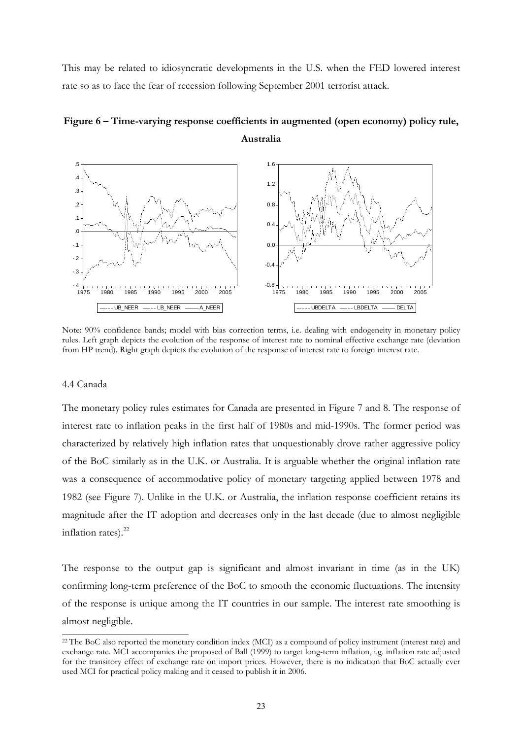This may be related to idiosyncratic developments in the U.S. when the FED lowered interest rate so as to face the fear of recession following September 2001 terrorist attack.

**Figure 6 – Time-varying response coefficients in augmented (open economy) policy rule, Australia**

Note: 90% confidence bands; model with bias correction terms, i.e. dealing with endogeneity in monetary policy rules. Left graph depicts the evolution of the response of interest rate to nominal effective exchange rate (deviation from HP trend). Right graph depicts the evolution of the response of interest rate to foreign interest rate.

4.4 Canada

The monetary policy rules estimates for Canada are presented in Figure 7 and 8. The response of interest rate to inflation peaks in the first half of 1980s and mid-1990s. The former period was characterized by relatively high inflation rates that unquestionably drove rather aggressive policy of the BoC similarly as in the U.K. or Australia. It is arguable whether the original inflation rate was a consequence of accommodative policy of monetary targeting applied between 1978 and 1982 (see Figure 7). Unlike in the U.K. or Australia, the inflation response coefficient retains its magnitude after the IT adoption and decreases only in the last decade (due to almost negligible inflation rates).[22]

The response to the output gap is significant and almost invariant in time (as in the UK) confirming long-term preference of the BoC to smooth the economic fluctuations. The intensity of the response is unique among the IT countries in our sample. The interest rate smoothing is almost negligible.

[22] The BoC also reported the monetary condition index (MCI) as a compound of policy instrument (interest rate) and exchange rate. MCI accompanies the proposed of Ball (1999) to target long-term inflation, i.e. inflation rate adjusted for the transitory effect of exchange rate on import prices. However, there is no indication that BoC actually ever used MCI for practical policy making and it ceased to publish it in 2006.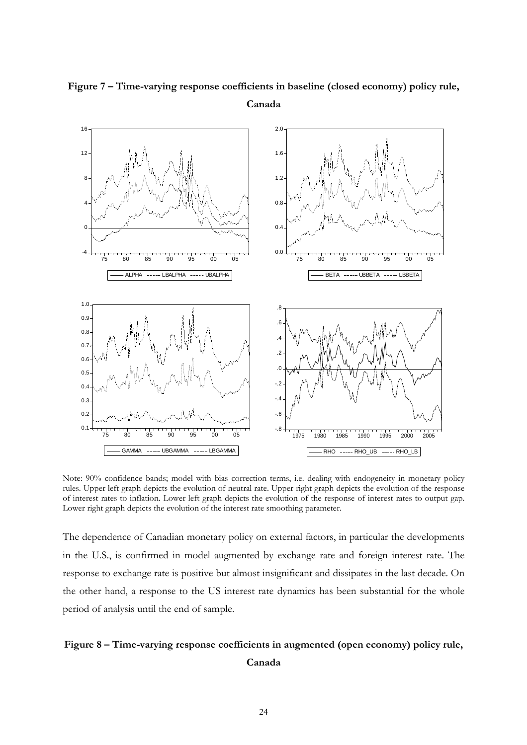**Figure 7 – Time-varying response coefficients in baseline (closed economy) policy rule, Canada**

Note: 90% confidence bands; model with bias correction terms, i.e. dealing with endogeneity in monetary policy rules. Upper left graph depicts the evolution of neutral rate. Upper right graph depicts the evolution of the response of interest rates to inflation. Lower left graph depicts the evolution of the response of interest rates to output gap. Lower right graph depicts the evolution of the interest rate smoothing parameter.

The dependence of Canadian monetary policy on external factors, in particular the developments in the U.S., is confirmed in model augmented by exchange rate and foreign interest rate. The response to exchange rate is positive but almost insignificant and dissipates in the last decade. On the other hand, a response to the US interest rate dynamics has been substantial for the whole period of analysis until the end of sample.

**Figure 8 – Time-varying response coefficients in augmented (open economy) policy rule, Canada**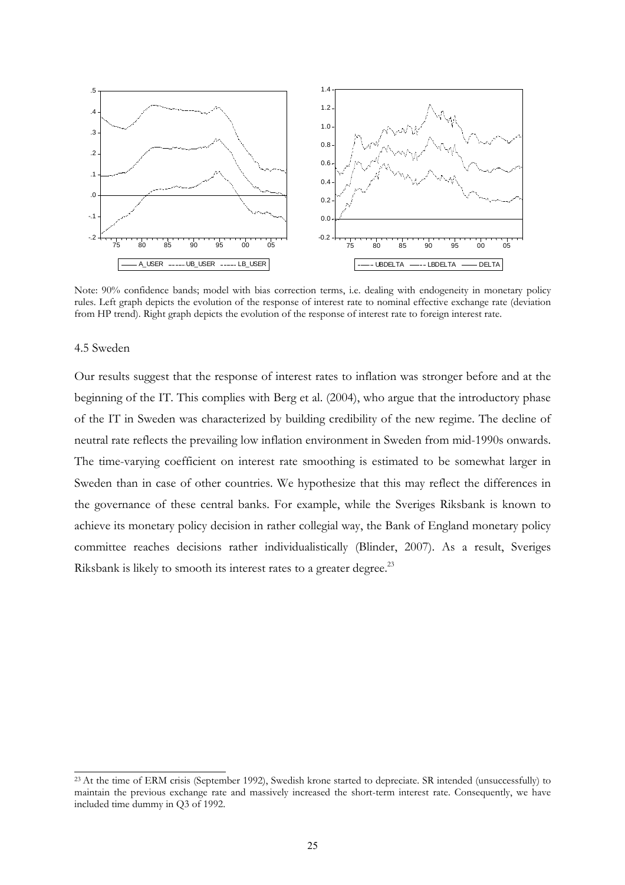Note: 90% confidence bands; model with bias correction terms, i.e. dealing with endogeneity in monetary policy rules. Left graph depicts the evolution of the response of interest rate to nominal effective exchange rate (deviation from HP trend). Right graph depicts the evolution of the response of interest rate to foreign interest rate.

### 4.5 Sweden

Our results suggest that the response of interest rates to inflation was stronger before and at the beginning of the IT. This complies with Berg et al. (2004), who argue that the introductory phase of the IT in Sweden was characterized by building credibility of the new regime. The decline of neutral rate reflects the prevailing low inflation environment in Sweden from mid-1990s onwards. The time-varying coefficient on interest rate smoothing is estimated to be somewhat larger in Sweden than in case of other countries. We hypothesize that this may reflect the differences in the governance of these central banks. For example, while the Sveriges Riksbank is known to achieve its monetary policy decision in rather collegial way, the Bank of England monetary policy committee reaches decisions rather individualistically (Blinder, 2007). As a result, Sveriges Riksbank is likely to smooth its interest rates to a greater degree.[23]

[23] At the time of ERM crisis (September 1992), Swedish krone started to depreciate. SR intended (unsuccessfully) to maintain the previous exchange rate and massively increased the short-term interest rate. Consequently, we have included time dummy in Q3 of 1992.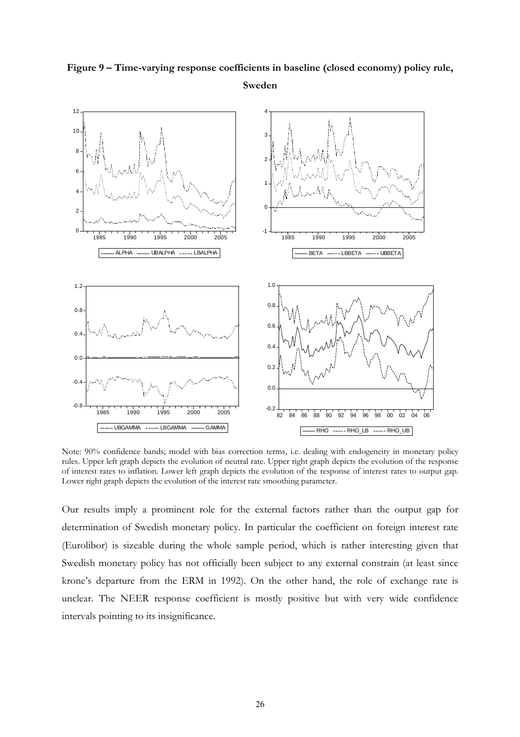**Figure 9 – Time-varying response coefficients in baseline (closed economy) policy rule, Sweden**

Note: 90% confidence bands; model with bias correction terms, i.e. dealing with endogeneity in monetary policy rules. Upper left graph depicts the evolution of neutral rate. Upper right graph depicts the evolution of the response of interest rates to inflation. Lower left graph depicts the evolution of the response of interest rates to output gap. Lower right graph depicts the evolution of the interest rate smoothing parameter.

Our results imply a prominent role for the external factors rather than the output gap for determination of Swedish monetary policy. In particular the coefficient on foreign interest rate (Eurolibor) is sizeable during the whole sample period, which is rather interesting given that Swedish monetary policy has not officially been subject to any external constrain (at least since krone's departure from the ERM in 1992). On the other hand, the role of exchange rate is unclear. The NEER response coefficient is mostly positive but with very wide confidence intervals pointing to its insignificance.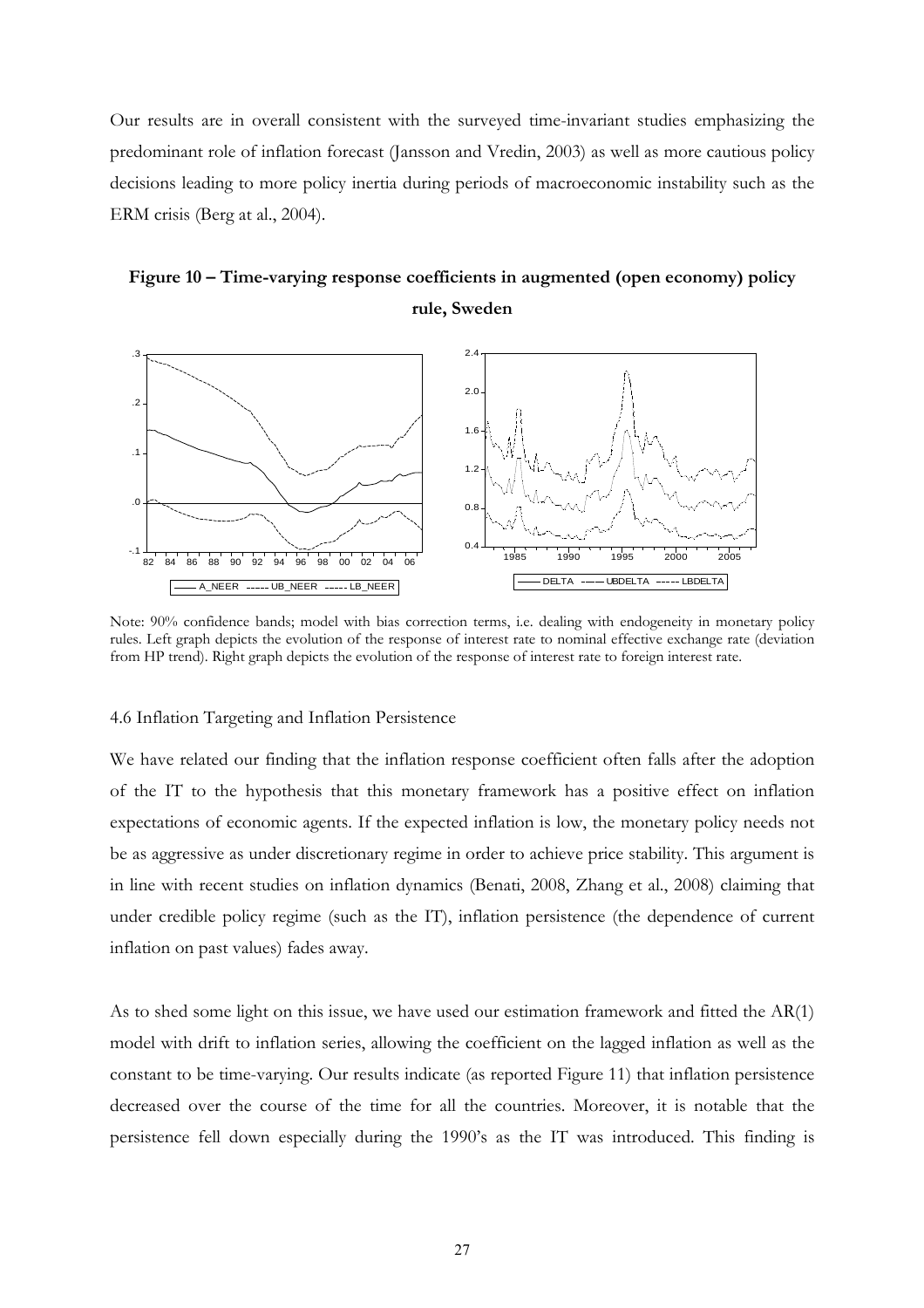Our results are in overall consistent with the surveyed time-invariant studies emphasizing the predominant role of inflation forecast (Jansson and Vredin, 2003) as well as more cautious policy decisions leading to more policy inertia during periods of macroeconomic instability such as the ERM crisis (Berg at al., 2004).

**Figure 10 – Time-varying response coefficients in augmented (open economy) policy rule, Sweden**

Note: 90% confidence bands; model with bias correction terms, i.e. dealing with endogeneity in monetary policy rules. Left graph depicts the evolution of the response of interest rate to nominal effective exchange rate (deviation from HP trend). Right graph depicts the evolution of the response of interest rate to foreign interest rate.

### 4.6 Inflation Targeting and Inflation Persistence

We have related our finding that the inflation response coefficient often falls after the adoption of the IT to the hypothesis that this monetary framework has a positive effect on inflation expectations of economic agents. If the expected inflation is low, the monetary policy needs not be as aggressive as under discretionary regime in order to achieve price stability. This argument is in line with recent studies on inflation dynamics (Benati, 2008, Zhang et al., 2008) claiming that under credible policy regime (such as the IT), inflation persistence (the dependence of current inflation on past values) fades away.

As to shed some light on this issue, we have used our estimation framework and fitted the AR(1) model with drift to inflation series, allowing the coefficient on the lagged inflation as well as the constant to be time-varying. Our results indicate (as reported Figure 11) that inflation persistence decreased over the course of the time for all the countries. Moreover, it is notable that the persistence fell down especially during the 1990's as the IT was introduced. This finding is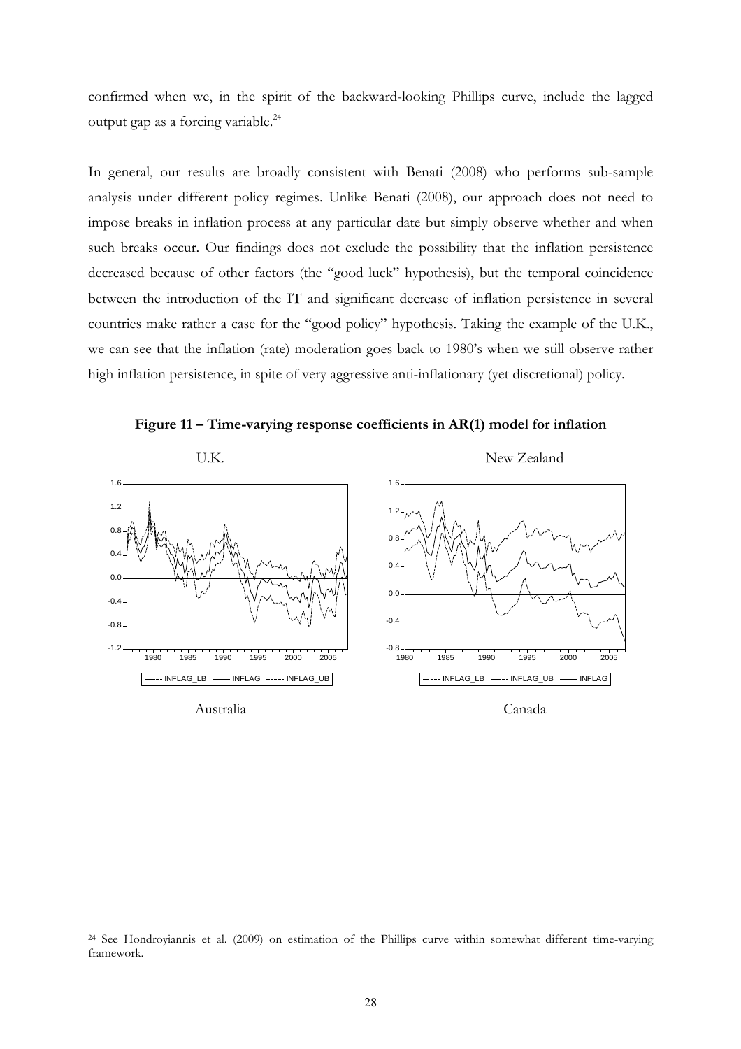confirmed when we, in the spirit of the backward-looking Phillips curve, include the lagged output gap as a forcing variable.[24]

In general, our results are broadly consistent with Benati (2008) who performs sub-sample analysis under different policy regimes. Unlike Benati (2008), our approach does not need to impose breaks in inflation process at any particular date but simply observe whether and when such breaks occur. Our findings does not exclude the possibility that the inflation persistence decreased because of other factors (the "good luck" hypothesis), but the temporal coincidence between the introduction of the IT and significant decrease of inflation persistence in several countries make rather a case for the "good policy" hypothesis. Taking the example of the U.K., we can see that the inflation (rate) moderation goes back to 1980's when we still observe rather high inflation persistence, in spite of very aggressive anti-inflationary (yet discretional) policy.

**Figure 11 – Time-varying response coefficients in AR(1) model for inflation**

U.K.

New Zealand

Australia

Canada

[24] See Hondroyiannis et al. (2009) on estimation of the Phillips curve within somewhat different time-varying framework.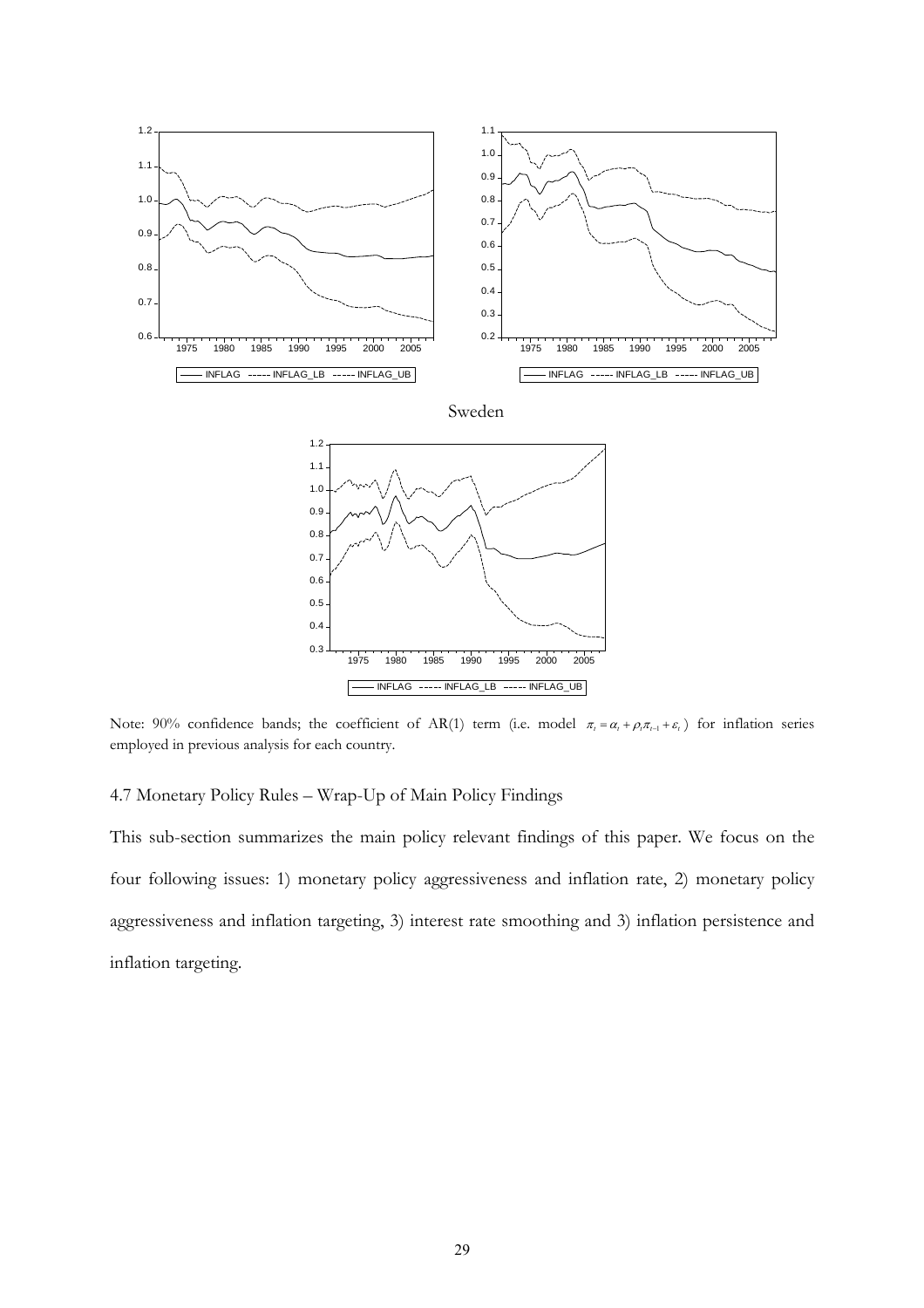Sweden

Note: 90% confidence bands; the coefficient of AR(1) term (i.e. model $\pi_t = \alpha_t + \rho_t \pi_{t-1} + \varepsilon_t$) for inflation series employed in previous analysis for each country.

### 4.7 Monetary Policy Rules – Wrap-Up of Main Policy Findings

This sub-section summarizes the main policy relevant findings of this paper. We focus on the four following issues: 1) monetary policy aggressiveness and inflation rate, 2) monetary policy aggressiveness and inflation targeting, 3) interest rate smoothing and 3) inflation persistence and inflation targeting.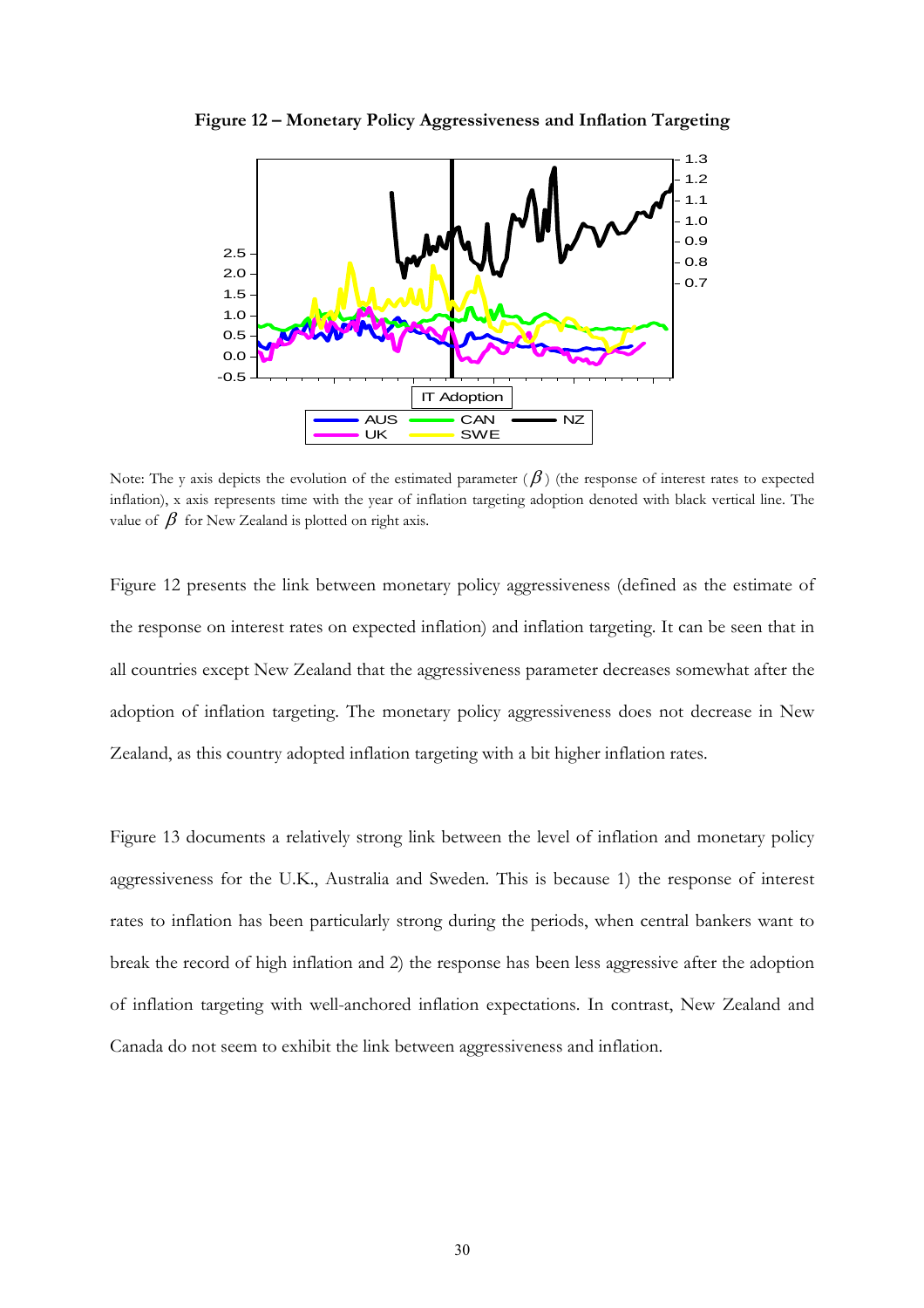**Figure 12 – Monetary Policy Aggressiveness and Inflation Targeting**

Note: The y axis depicts the evolution of the estimated parameter ($\beta$) (the response of interest rates to expected inflation), x axis represents time with the year of inflation targeting adoption denoted with black vertical line. The value of $\beta$ for New Zealand is plotted on right axis.

Figure 12 presents the link between monetary policy aggressiveness (defined as the estimate of the response on interest rates on expected inflation) and inflation targeting. It can be seen that in all countries except New Zealand that the aggressiveness parameter decreases somewhat after the adoption of inflation targeting. The monetary policy aggressiveness does not decrease in New Zealand, as this country adopted inflation targeting with a bit higher inflation rates.

Figure 13 documents a relatively strong link between the level of inflation and monetary policy aggressiveness for the U.K., Australia and Sweden. This is because 1) the response of interest rates to inflation has been particularly strong during the periods, when central bankers want to break the record of high inflation and 2) the response has been less aggressive after the adoption of inflation targeting with well-anchored inflation expectations. In contrast, New Zealand and Canada do not seem to exhibit the link between aggressiveness and inflation.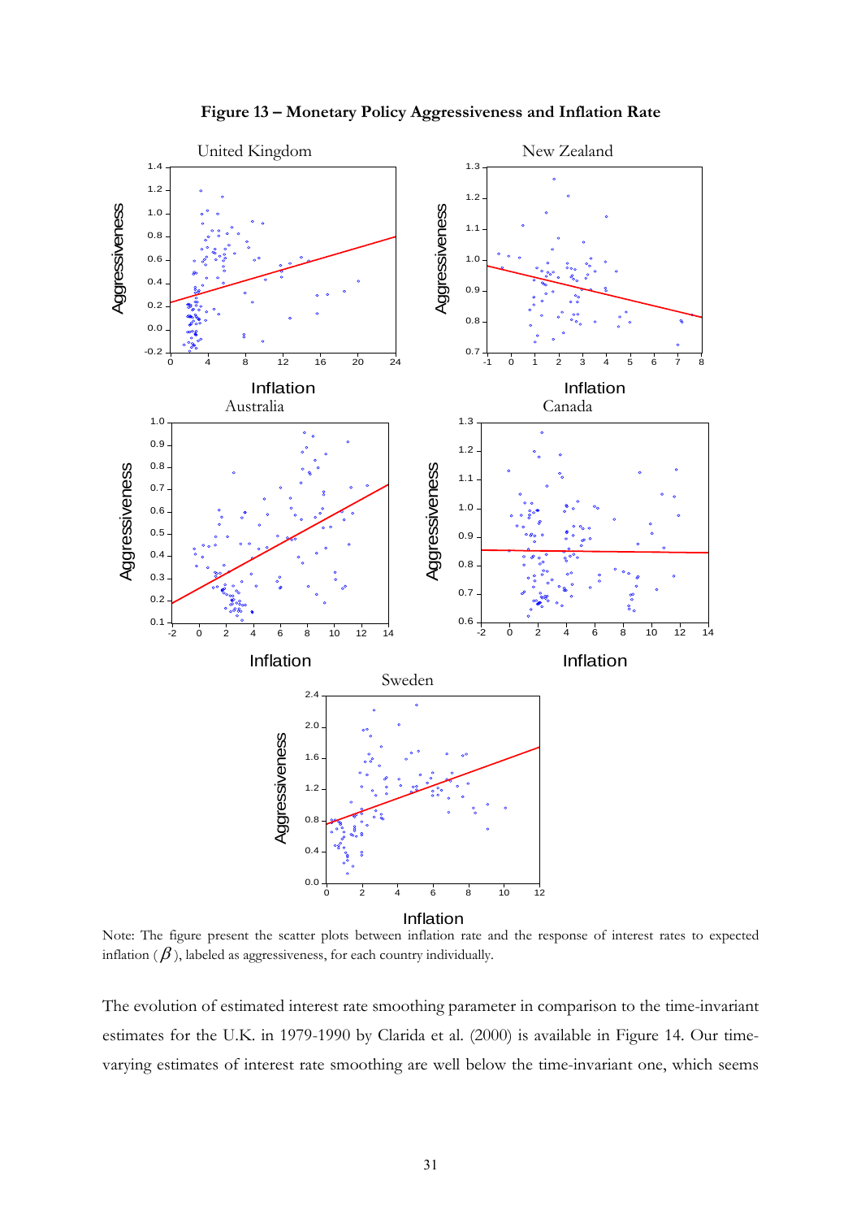**Figure 13 – Monetary Policy Aggressiveness and Inflation Rate**

Note: The figure present the scatter plots between inflation rate and the response of interest rates to expected inflation ($\beta$), labeled as aggressiveness, for each country individually.

The evolution of estimated interest rate smoothing parameter in comparison to the time-invariant estimates for the U.K. in 1979-1990 by Clarida et al. (2000) is available in Figure 14. Our time-varying estimates of interest rate smoothing are well below the time-invariant one, which seems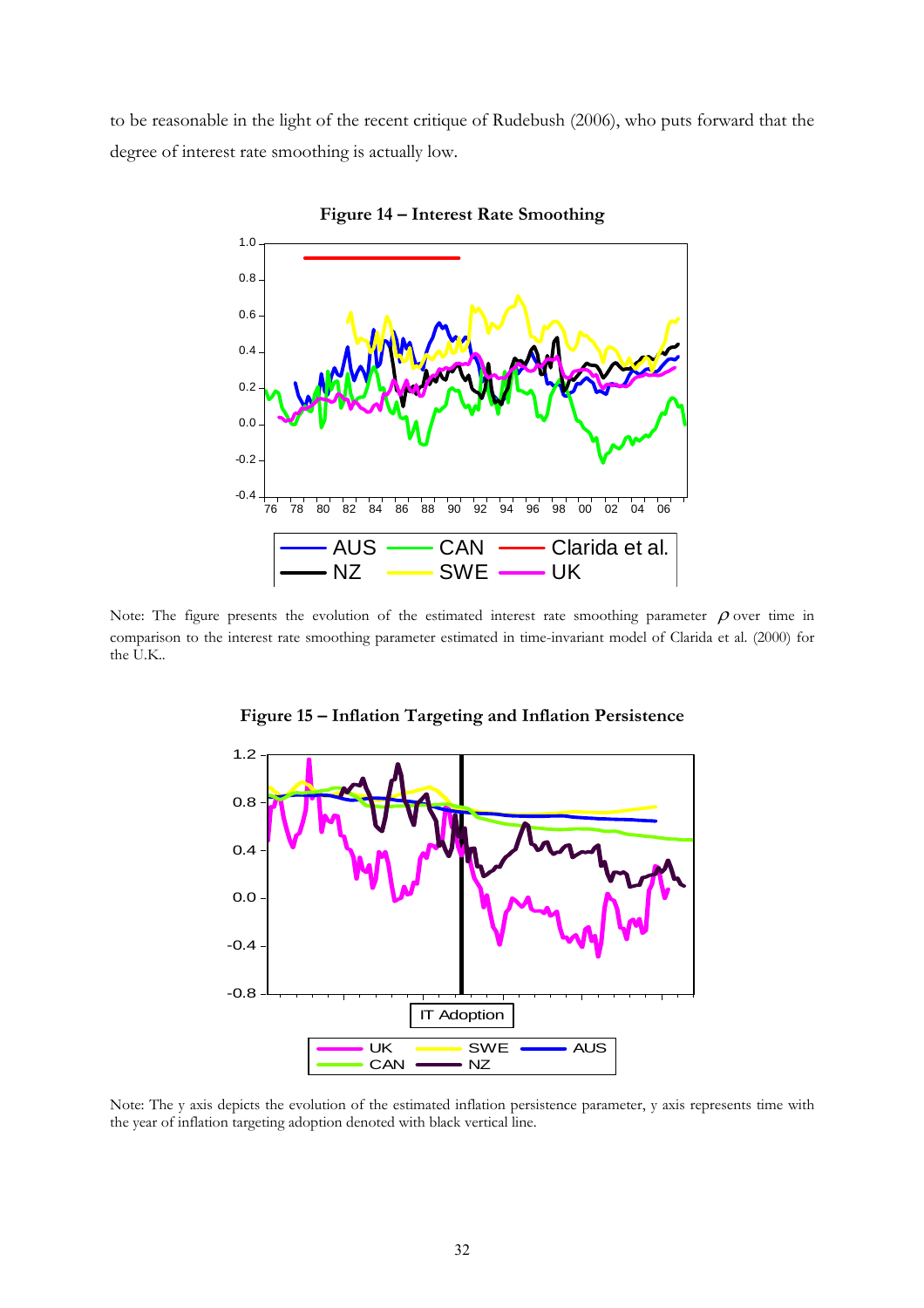to be reasonable in the light of the recent critique of Rudebush (2006), who puts forward that the degree of interest rate smoothing is actually low.

**Figure 14 – Interest Rate Smoothing**

Note: The figure presents the evolution of the estimated interest rate smoothing parameter $\rho$ over time in comparison to the interest rate smoothing parameter estimated in time-invariant model of Clarida et al. (2000) for the U.K..

**Figure 15 – Inflation Targeting and Inflation Persistence**

Note: The y axis depicts the evolution of the estimated inflation persistence parameter, y axis represents time with the year of inflation targeting adoption denoted with black vertical line.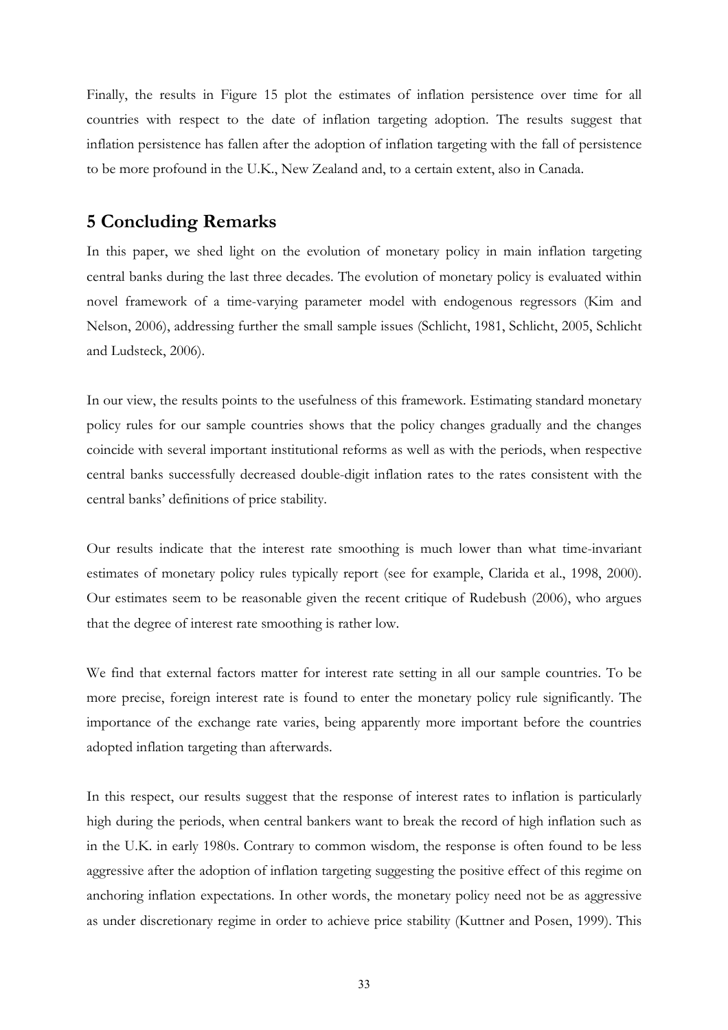Finally, the results in Figure 15 plot the estimates of inflation persistence over time for all countries with respect to the date of inflation targeting adoption. The results suggest that inflation persistence has fallen after the adoption of inflation targeting with the fall of persistence to be more profound in the U.K., New Zealand and, to a certain extent, also in Canada.

## 5 Concluding Remarks

In this paper, we shed light on the evolution of monetary policy in main inflation targeting central banks during the last three decades. The evolution of monetary policy is evaluated within novel framework of a time-varying parameter model with endogenous regressors (Kim and Nelson, 2006), addressing further the small sample issues (Schlicht, 1981, Schlicht, 2005, Schlicht and Ludsteck, 2006).

In our view, the results points to the usefulness of this framework. Estimating standard monetary policy rules for our sample countries shows that the policy changes gradually and the changes coincide with several important institutional reforms as well as with the periods, when respective central banks successfully decreased double-digit inflation rates to the rates consistent with the central banks' definitions of price stability.

Our results indicate that the interest rate smoothing is much lower than what time-invariant estimates of monetary policy rules typically report (see for example, Clarida et al., 1998, 2000). Our estimates seem to be reasonable given the recent critique of Rudebush (2006), who argues that the degree of interest rate smoothing is rather low.

We find that external factors matter for interest rate setting in all our sample countries. To be more precise, foreign interest rate is found to enter the monetary policy rule significantly. The importance of the exchange rate varies, being apparently more important before the countries adopted inflation targeting than afterwards.

In this respect, our results suggest that the response of interest rates to inflation is particularly high during the periods, when central bankers want to break the record of high inflation such as in the U.K. in early 1980s. Contrary to common wisdom, the response is often found to be less aggressive after the adoption of inflation targeting suggesting the positive effect of this regime on anchoring inflation expectations. In other words, the monetary policy need not be as aggressive as under discretionary regime in order to achieve price stability (Kuttner and Posen, 1999). This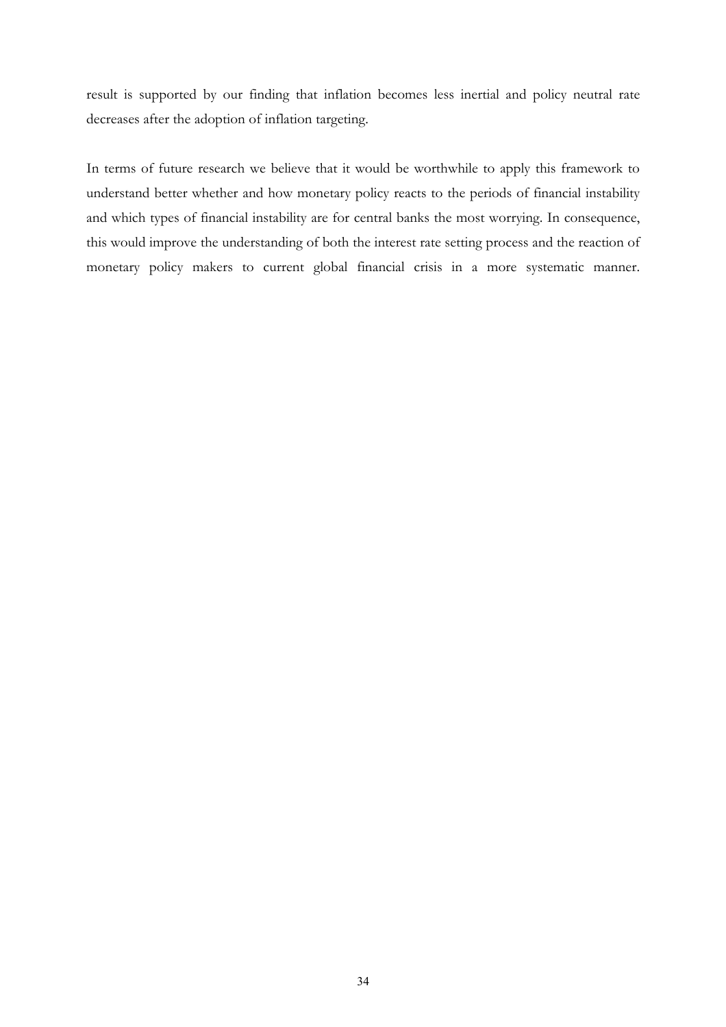result is supported by our finding that inflation becomes less inertial and policy neutral rate decreases after the adoption of inflation targeting.

In terms of future research we believe that it would be worthwhile to apply this framework to understand better whether and how monetary policy reacts to the periods of financial instability and which types of financial instability are for central banks the most worrying. In consequence, this would improve the understanding of both the interest rate setting process and the reaction of monetary policy makers to current global financial crisis in a more systematic manner.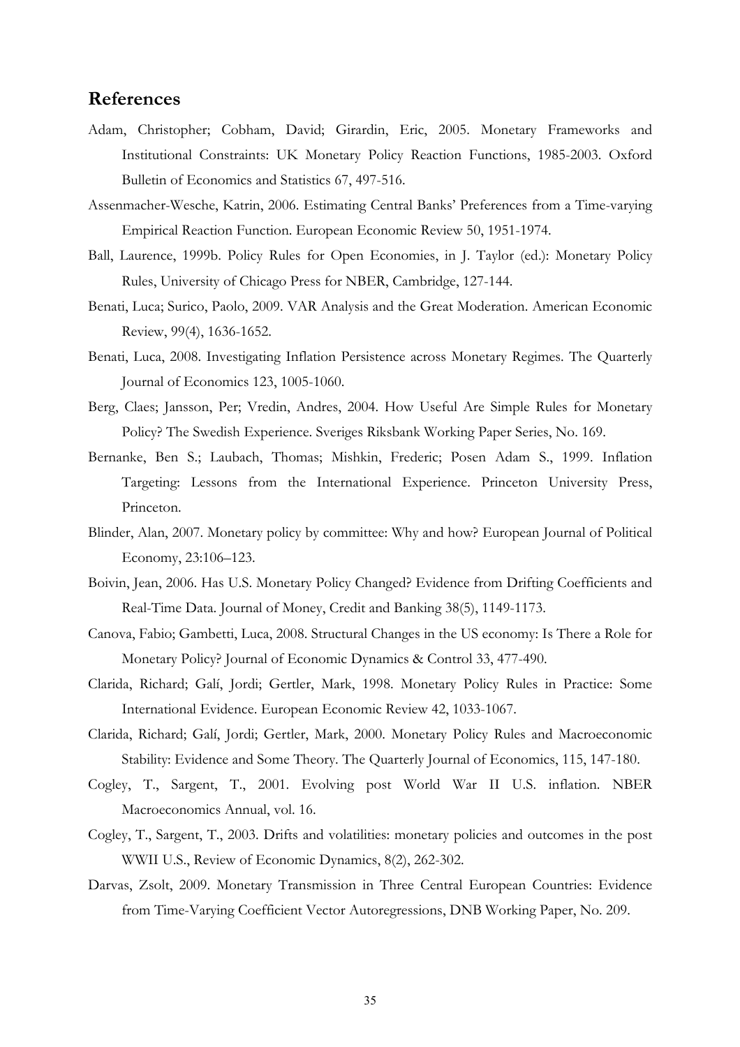## References

Adam, Christopher; Cobham, David; Girardin, Eric, 2005. Monetary Frameworks and Institutional Constraints: UK Monetary Policy Reaction Functions, 1985-2003. Oxford Bulletin of Economics and Statistics 67, 497-516.

Assenmacher-Wesche, Katrin, 2006. Estimating Central Banks' Preferences from a Time-varying Empirical Reaction Function. European Economic Review 50, 1951-1974.

Ball, Laurence, 1999b. Policy Rules for Open Economies, in J. Taylor (ed.): Monetary Policy Rules, University of Chicago Press for NBER, Cambridge, 127-144.

Benati, Luca; Surico, Paolo, 2009. VAR Analysis and the Great Moderation. American Economic Review, 99(4), 1636-1652.

Benati, Luca, 2008. Investigating Inflation Persistence across Monetary Regimes. The Quarterly Journal of Economics 123, 1005-1060.

Berg, Claes; Jansson, Per; Vredin, Andres, 2004. How Useful Are Simple Rules for Monetary Policy? The Swedish Experience. Sveriges Riksbank Working Paper Series, No. 169.

Bernanke, Ben S.; Laubach, Thomas; Mishkin, Frederic; Posen Adam S., 1999. Inflation Targeting: Lessons from the International Experience. Princeton University Press, Princeton.

Blinder, Alan, 2007. Monetary policy by committee: Why and how? European Journal of Political Economy, 23:106–123.

Boivin, Jean, 2006. Has U.S. Monetary Policy Changed? Evidence from Drifting Coefficients and Real-Time Data. Journal of Money, Credit and Banking 38(5), 1149-1173.

Canova, Fabio; Gambetti, Luca, 2008. Structural Changes in the US economy: Is There a Role for Monetary Policy? Journal of Economic Dynamics & Control 33, 477-490.

Clarida, Richard; Galí, Jordi; Gertler, Mark, 1998. Monetary Policy Rules in Practice: Some International Evidence. European Economic Review 42, 1033-1067.

Clarida, Richard; Galí, Jordi; Gertler, Mark, 2000. Monetary Policy Rules and Macroeconomic Stability: Evidence and Some Theory. The Quarterly Journal of Economics, 115, 147-180.

Cogley, T., Sargent, T., 2001. Evolving post World War II U.S. inflation. NBER Macroeconomics Annual, vol. 16.

Cogley, T., Sargent, T., 2003. Drifts and volatilities: monetary policies and outcomes in the post WWII U.S., Review of Economic Dynamics, 8(2), 262-302.

Darvas, Zsolt, 2009. Monetary Transmission in Three Central European Countries: Evidence from Time-Varying Coefficient Vector Autoregressions, DNB Working Paper, No. 209.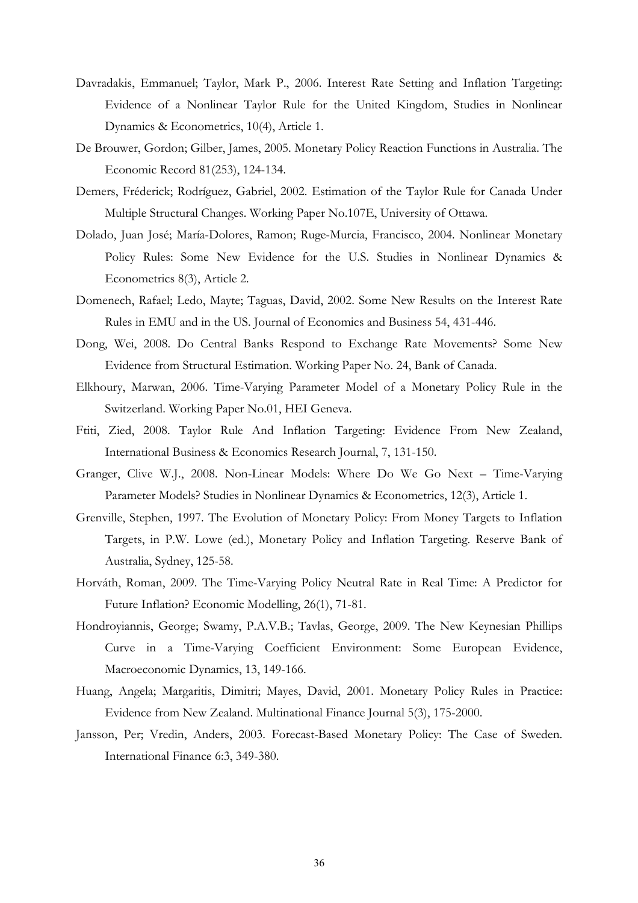Davradakis, Emmanuel; Taylor, Mark P., 2006. Interest Rate Setting and Inflation Targeting: Evidence of a Nonlinear Taylor Rule for the United Kingdom, Studies in Nonlinear Dynamics & Econometrics, 10(4), Article 1.

De Brouwer, Gordon; Gilber, James, 2005. Monetary Policy Reaction Functions in Australia. The Economic Record 81(253), 124-134.

Demers, Fréderick; Rodríguez, Gabriel, 2002. Estimation of the Taylor Rule for Canada Under Multiple Structural Changes. Working Paper No.107E, University of Ottawa.

Dolado, Juan José; María-Dolores, Ramon; Ruge-Murcia, Francisco, 2004. Nonlinear Monetary Policy Rules: Some New Evidence for the U.S. Studies in Nonlinear Dynamics & Econometrics 8(3), Article 2.

Domenech, Rafael; Ledo, Mayte; Taguas, David, 2002. Some New Results on the Interest Rate Rules in EMU and in the US. Journal of Economics and Business 54, 431-446.

Dong, Wei, 2008. Do Central Banks Respond to Exchange Rate Movements? Some New Evidence from Structural Estimation. Working Paper No. 24, Bank of Canada.

Elkhoury, Marwan, 2006. Time-Varying Parameter Model of a Monetary Policy Rule in the Switzerland. Working Paper No.01, HEI Geneva.

Ftiti, Zied, 2008. Taylor Rule And Inflation Targeting: Evidence From New Zealand, International Business & Economics Research Journal, 7, 131-150.

Granger, Clive W.J., 2008. Non-Linear Models: Where Do We Go Next – Time-Varying Parameter Models? Studies in Nonlinear Dynamics & Econometrics, 12(3), Article 1.

Grenville, Stephen, 1997. The Evolution of Monetary Policy: From Money Targets to Inflation Targets, in P.W. Lowe (ed.), Monetary Policy and Inflation Targeting. Reserve Bank of Australia, Sydney, 125-58.

Horváth, Roman, 2009. The Time-Varying Policy Neutral Rate in Real Time: A Predictor for Future Inflation? Economic Modelling, 26(1), 71-81.

Hondroyiannis, George; Swamy, P.A.V.B.; Tavlas, George, 2009. The New Keynesian Phillips Curve in a Time-Varying Coefficient Environment: Some European Evidence, Macroeconomic Dynamics, 13, 149-166.

Huang, Angela; Margaritis, Dimitri; Mayes, David, 2001. Monetary Policy Rules in Practice: Evidence from New Zealand. Multinational Finance Journal 5(3), 175-2000.

Jansson, Per; Vredin, Anders, 2003. Forecast-Based Monetary Policy: The Case of Sweden. International Finance 6:3, 349-380.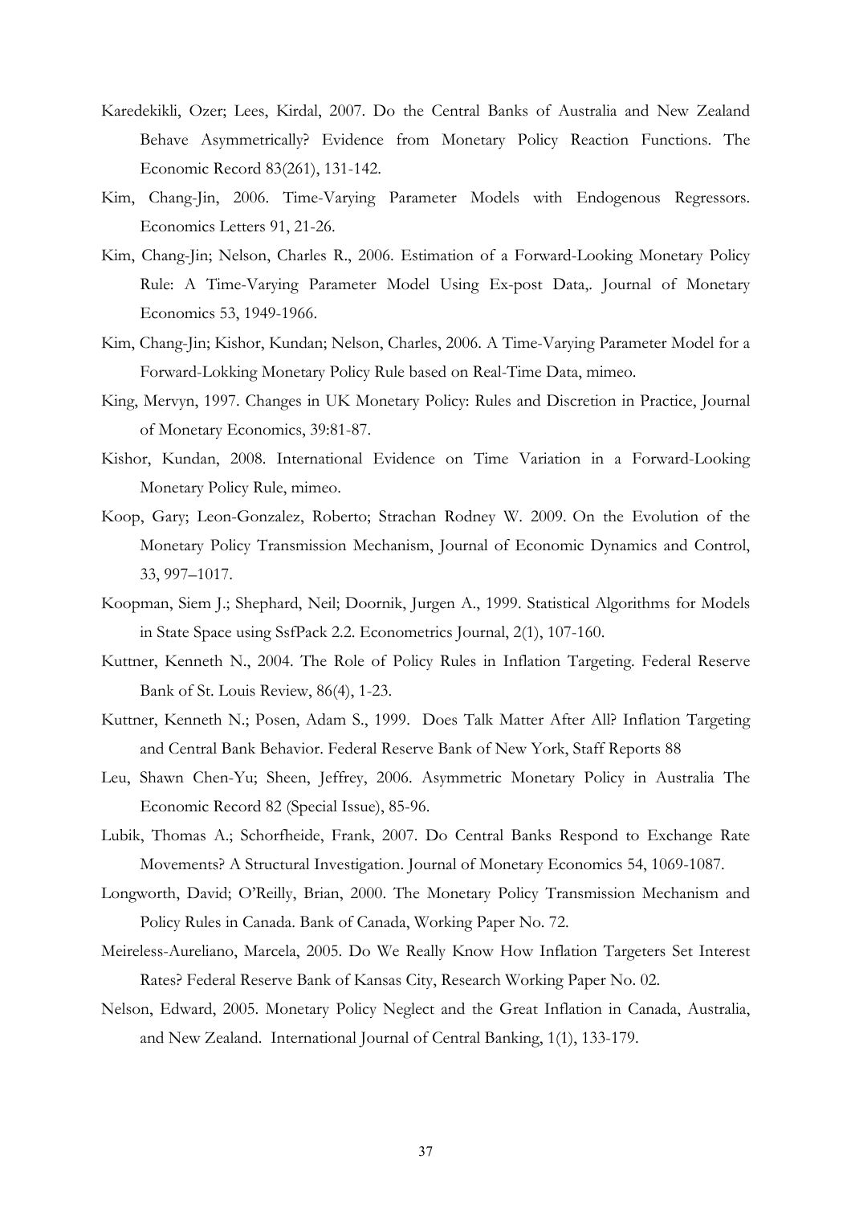Karedekikli, Ozer; Lees, Kirdal, 2007. Do the Central Banks of Australia and New Zealand Behave Asymmetrically? Evidence from Monetary Policy Reaction Functions. The Economic Record 83(261), 131-142.

Kim, Chang-Jin, 2006. Time-Varying Parameter Models with Endogenous Regressors. Economics Letters 91, 21-26.

Kim, Chang-Jin; Nelson, Charles R., 2006. Estimation of a Forward-Looking Monetary Policy Rule: A Time-Varying Parameter Model Using Ex-post Data,. Journal of Monetary Economics 53, 1949-1966.

Kim, Chang-Jin; Kishor, Kundan; Nelson, Charles, 2006. A Time-Varying Parameter Model for a Forward-Lokking Monetary Policy Rule based on Real-Time Data, mimeo.

King, Mervyn, 1997. Changes in UK Monetary Policy: Rules and Discretion in Practice, Journal of Monetary Economics, 39:81-87.

Kishor, Kundan, 2008. International Evidence on Time Variation in a Forward-Looking Monetary Policy Rule, mimeo.

Koop, Gary; Leon-Gonzalez, Roberto; Strachan Rodney W. 2009. On the Evolution of the Monetary Policy Transmission Mechanism, Journal of Economic Dynamics and Control, 33, 997–1017.

Koopman, Siem J.; Shephard, Neil; Doornik, Jurgen A., 1999. Statistical Algorithms for Models in State Space using SsfPack 2.2. Econometrics Journal, 2(1), 107-160.

Kuttner, Kenneth N., 2004. The Role of Policy Rules in Inflation Targeting. Federal Reserve Bank of St. Louis Review, 86(4), 1-23.

Kuttner, Kenneth N.; Posen, Adam S., 1999. Does Talk Matter After All? Inflation Targeting and Central Bank Behavior. Federal Reserve Bank of New York, Staff Reports 88

Leu, Shawn Chen-Yu; Sheen, Jeffrey, 2006. Asymmetric Monetary Policy in Australia The Economic Record 82 (Special Issue), 85-96.

Lubik, Thomas A.; Schorfheide, Frank, 2007. Do Central Banks Respond to Exchange Rate Movements? A Structural Investigation. Journal of Monetary Economics 54, 1069-1087.

Longworth, David; O'Reilly, Brian, 2000. The Monetary Policy Transmission Mechanism and Policy Rules in Canada. Bank of Canada, Working Paper No. 72.

Meireless-Aureliano, Marcela, 2005. Do We Really Know How Inflation Targeters Set Interest Rates? Federal Reserve Bank of Kansas City, Research Working Paper No. 02.

Nelson, Edward, 2005. Monetary Policy Neglect and the Great Inflation in Canada, Australia, and New Zealand. International Journal of Central Banking, 1(1), 133-179.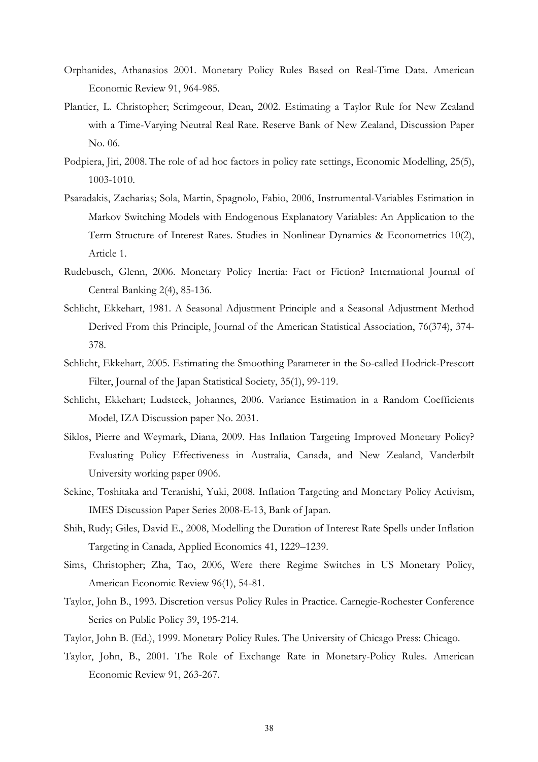Orphanides, Athanasios 2001. Monetary Policy Rules Based on Real-Time Data. American Economic Review 91, 964-985.

Plantier, L. Christopher; Scrimgeour, Dean, 2002. Estimating a Taylor Rule for New Zealand with a Time-Varying Neutral Real Rate. Reserve Bank of New Zealand, Discussion Paper No. 06.

Podpiera, Jiri, 2008. The role of ad hoc factors in policy rate settings, Economic Modelling, 25(5), 1003-1010.

Psaradakis, Zacharias; Sola, Martin, Spagnolo, Fabio, 2006, Instrumental-Variables Estimation in Markov Switching Models with Endogenous Explanatory Variables: An Application to the Term Structure of Interest Rates. Studies in Nonlinear Dynamics & Econometrics 10(2), Article 1.

Rudebusch, Glenn, 2006. Monetary Policy Inertia: Fact or Fiction? International Journal of Central Banking 2(4), 85-136.

Schlicht, Ekkehart, 1981. A Seasonal Adjustment Principle and a Seasonal Adjustment Method Derived From this Principle, Journal of the American Statistical Association, 76(374), 374-378.

Schlicht, Ekkehart, 2005. Estimating the Smoothing Parameter in the So-called Hodrick-Prescott Filter, Journal of the Japan Statistical Society, 35(1), 99-119.

Schlicht, Ekkehart; Ludsteck, Johannes, 2006. Variance Estimation in a Random Coefficients Model, IZA Discussion paper No. 2031.

Siklos, Pierre and Weymark, Diana, 2009. Has Inflation Targeting Improved Monetary Policy? Evaluating Policy Effectiveness in Australia, Canada, and New Zealand, Vanderbilt University working paper 0906.

Sekine, Toshitaka and Teranishi, Yuki, 2008. Inflation Targeting and Monetary Policy Activism, IMES Discussion Paper Series 2008-E-13, Bank of Japan.

Shih, Rudy; Giles, David E., 2008, Modelling the Duration of Interest Rate Spells under Inflation Targeting in Canada, Applied Economics 41, 1229–1239.

Sims, Christopher; Zha, Tao, 2006, Were there Regime Switches in US Monetary Policy, American Economic Review 96(1), 54-81.

Taylor, John B., 1993. Discretion versus Policy Rules in Practice. Carnegie-Rochester Conference Series on Public Policy 39, 195-214.

Taylor, John B. (Ed.), 1999. Monetary Policy Rules. The University of Chicago Press: Chicago.

Taylor, John, B., 2001. The Role of Exchange Rate in Monetary-Policy Rules. American Economic Review 91, 263-267.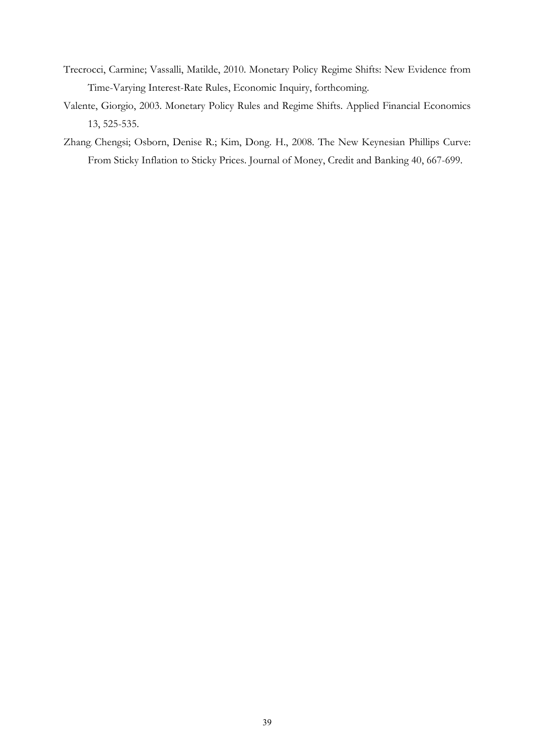Trecrocci, Carmine; Vassalli, Matilde, 2010. Monetary Policy Regime Shifts: New Evidence from Time-Varying Interest-Rate Rules, Economic Inquiry, forthcoming.

Valente, Giorgio, 2003. Monetary Policy Rules and Regime Shifts. Applied Financial Economics 13, 525-535.

Zhang, Chengsi; Osborn, Denise R.; Kim, Dong. H., 2008. The New Keynesian Phillips Curve: From Sticky Inflation to Sticky Prices. Journal of Money, Credit and Banking 40, 667-699.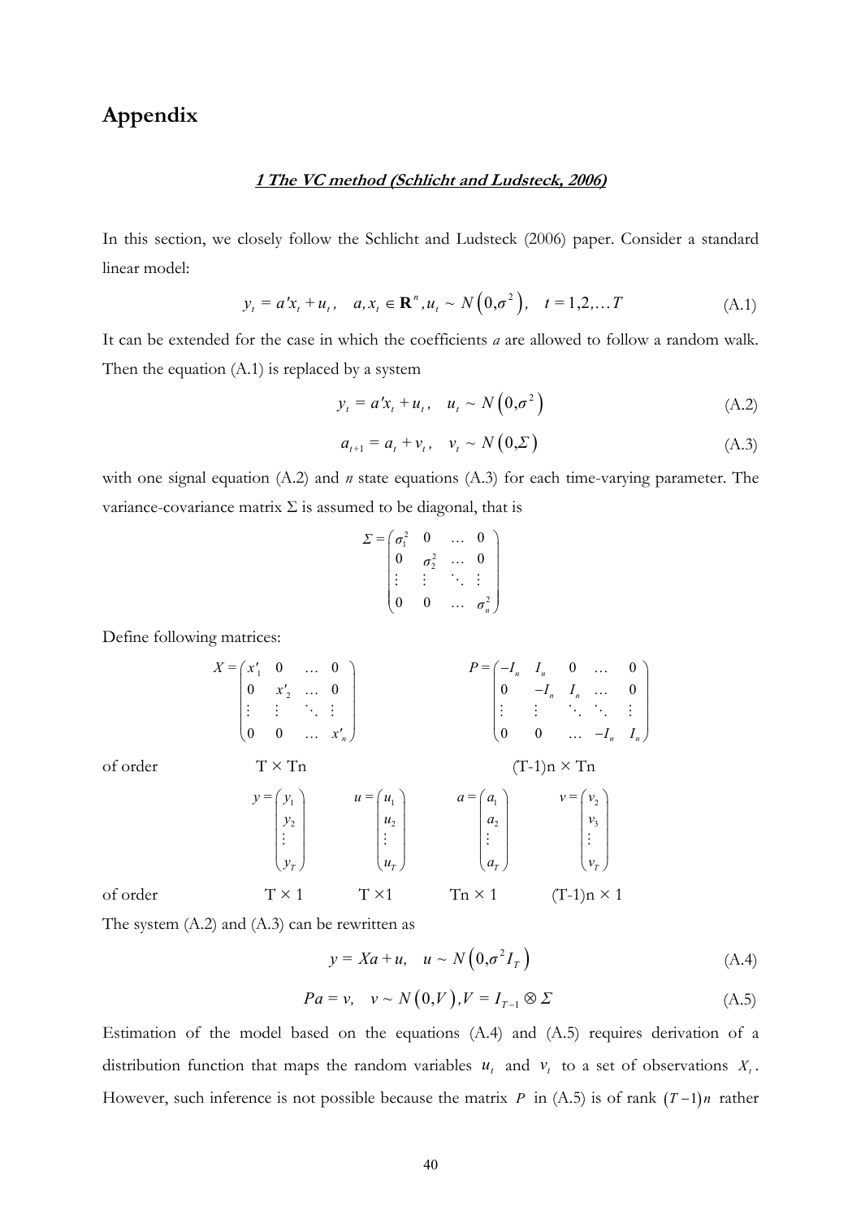# Appendix

***1 The VC method (Schlicht and Ludsteck, 2006)***

In this section, we closely follow the Schlicht and Ludsteck (2006) paper. Consider a standard linear model:

$$y_t = a'x_t + u_t, \quad a, x_t \in \mathbf{R}^n, u_t \sim N\left(0, \sigma^2\right), \quad t = 1,2,\ldots T \tag{A.1}$$

It can be extended for the case in which the coefficients *a* are allowed to follow a random walk. Then the equation (A.1) is replaced by a system

$$y_t = a'x_t + u_t, \quad u_t \sim N\left(0, \sigma^2\right) \tag{A.2}$$

$$a_{t+1} = a_t + v_t, \quad v_t \sim N\left(0, \Sigma\right) \tag{A.3}$$

with one signal equation (A.2) and *n* state equations (A.3) for each time-varying parameter. The variance-covariance matrix Σ is assumed to be diagonal, that is

$$\Sigma = \begin{pmatrix} \sigma_1^2 & 0 & \ldots & 0 \\ 0 & \sigma_2^2 & \ldots & 0 \\ \vdots & \vdots & \ddots & \vdots \\ 0 & 0 & \ldots & \sigma_n^2 \end{pmatrix}$$

Define following matrices:

$$X = \begin{pmatrix} x'_1 & 0 & \ldots & 0 \\ 0 & x'_2 & \ldots & 0 \\ \vdots & \vdots & \ddots & \vdots \\ 0 & 0 & \ldots & x'_n \end{pmatrix} \qquad P = \begin{pmatrix} -I_n & I_n & 0 & \ldots & 0 \\ 0 & -I_n & I_n & \ldots & 0 \\ \vdots & \vdots & \ddots & \ddots & \vdots \\ 0 & 0 & \ldots & -I_n & I_n \end{pmatrix}$$

of order $T \times Tn$ and $(T-1)n \times Tn$ respectively.

$$y = \begin{pmatrix} y_1 \\ y_2 \\ \vdots \\ y_T \end{pmatrix} \qquad u = \begin{pmatrix} u_1 \\ u_2 \\ \vdots \\ u_T \end{pmatrix} \qquad a = \begin{pmatrix} a_1 \\ a_2 \\ \vdots \\ a_T \end{pmatrix} \qquad v = \begin{pmatrix} v_2 \\ v_3 \\ \vdots \\ v_T \end{pmatrix}$$

of order $T \times 1$, $T \times 1$, $Tn \times 1$, $(T-1)n \times 1$

The system (A.2) and (A.3) can be rewritten as

$$y = Xa + u, \quad u \sim N\left(0, \sigma^2 I_T\right) \tag{A.4}$$

$$Pa = v, \quad v \sim N\left(0, V\right), V = I_{T-1} \otimes \Sigma \tag{A.5}$$

Estimation of the model based on the equations (A.4) and (A.5) requires derivation of a distribution function that maps the random variables $u_t$ and $v_t$ to a set of observations $X_t$. However, such inference is not possible because the matrix $P$ in (A.5) is of rank $(T-1)n$ rather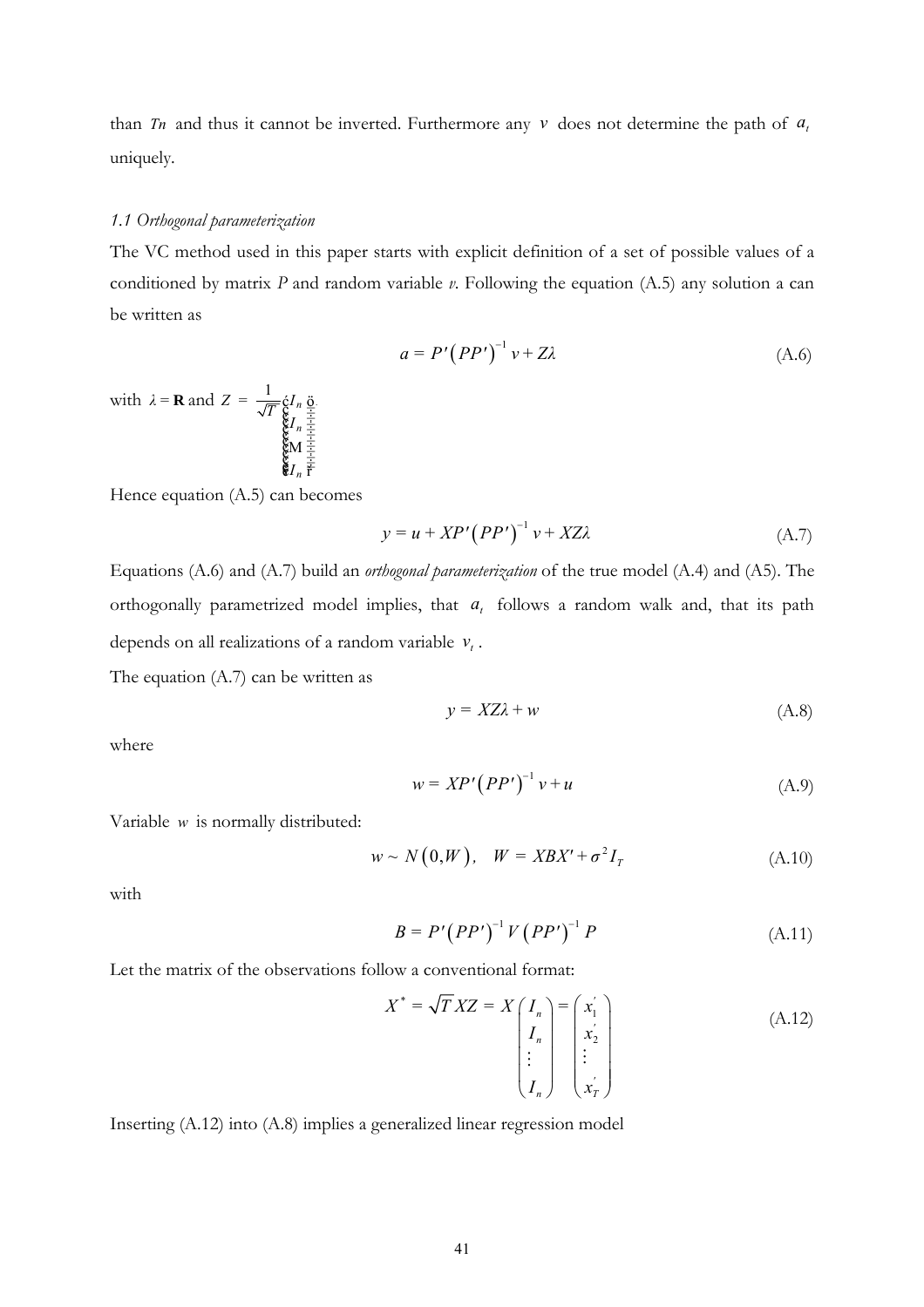than $Tn$ and thus it cannot be inverted. Furthermore any $v$ does not determine the path of $a_t$ uniquely.

### *1.1 Orthogonal parameterization*

The VC method used in this paper starts with explicit definition of a set of possible values of a conditioned by matrix *P* and random variable *v*. Following the equation (A.5) any solution a can be written as

$$a = P'\left(PP'\right)^{-1} v + Z\lambda \tag{A.6}$$

with $\lambda = \mathbf{R}$ and $Z = \frac{1}{\sqrt{T}}\begin{pmatrix} I_n \\ I_n \\ \vdots \\ I_n \end{pmatrix}$

Hence equation (A.5) can becomes

$$y = u + XP'\left(PP'\right)^{-1} v + XZ\lambda \tag{A.7}$$

Equations (A.6) and (A.7) build an *orthogonal parameterization* of the true model (A.4) and (A5). The orthogonally parametrized model implies, that $a_t$ follows a random walk and, that its path depends on all realizations of a random variable $v_t$.

The equation (A.7) can be written as

$$y = XZ\lambda + w \tag{A.8}$$

where

$$w = XP'\left(PP'\right)^{-1} v + u \tag{A.9}$$

Variable $w$ is normally distributed:

$$w \sim N\left(0, W\right), \quad W = XBX' + \sigma^2 I_T \tag{A.10}$$

with

$$B = P'\left(PP'\right)^{-1} V \left(PP'\right)^{-1} P \tag{A.11}$$

Let the matrix of the observations follow a conventional format:

$$X^* = \sqrt{T} XZ = X\begin{pmatrix} I_n \\ I_n \\ \vdots \\ I_n \end{pmatrix} = \begin{pmatrix} x_1' \\ x_2' \\ \vdots \\ x_T' \end{pmatrix} \tag{A.12}$$

Inserting (A.12) into (A.8) implies a generalized linear regression model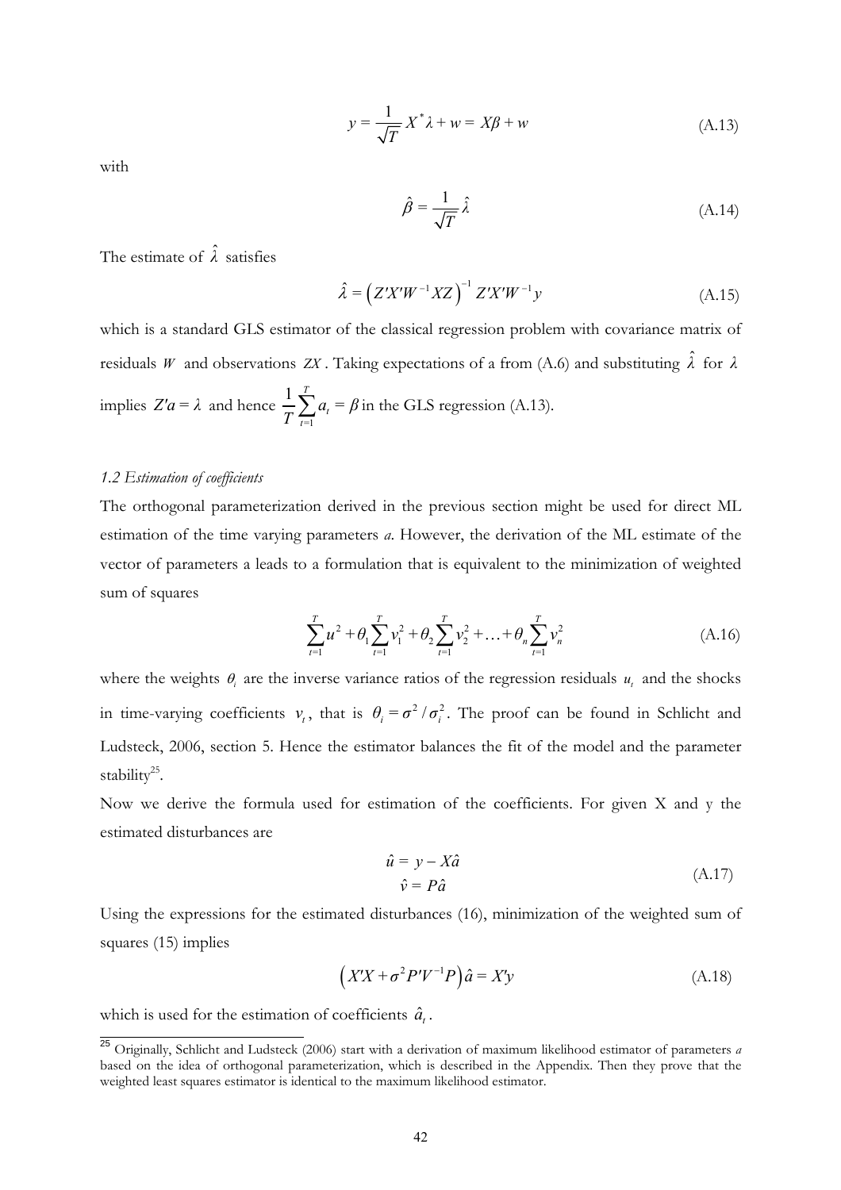$$y = \frac{1}{\sqrt{T}} X^* \lambda + w = X\beta + w \tag{A.13}$$

with

$$\hat{\beta} = \frac{1}{\sqrt{T}} \hat{\lambda} \tag{A.14}$$

The estimate of $\hat{\lambda}$ satisfies

$$\hat{\lambda} = \left( Z'X'W^{-1}XZ \right)^{-1} Z'X'W^{-1}y \tag{A.15}$$

which is a standard GLS estimator of the classical regression problem with covariance matrix of residuals $W$ and observations $ZX$. Taking expectations of a from (A.6) and substituting $\hat{\lambda}$ for $\lambda$ implies $Z'a = \lambda$ and hence $\frac{1}{T}\sum_{t=1}^{T} a_t = \beta$ in the GLS regression (A.13).

*1.2 Estimation of coefficients*

The orthogonal parameterization derived in the previous section might be used for direct ML estimation of the time varying parameters *a*. However, the derivation of the ML estimate of the vector of parameters a leads to a formulation that is equivalent to the minimization of weighted sum of squares

$$\sum_{t=1}^{T} u^2 + \theta_1 \sum_{t=1}^{T} v_1^2 + \theta_2 \sum_{t=1}^{T} v_2^2 + \ldots + \theta_n \sum_{t=1}^{T} v_n^2 \tag{A.16}$$

where the weights $\theta_i$ are the inverse variance ratios of the regression residuals $u_t$ and the shocks in time-varying coefficients $v_t$, that is $\theta_i = \sigma^2 / \sigma_i^2$. The proof can be found in Schlicht and Ludsteck, 2006, section 5. Hence the estimator balances the fit of the model and the parameter stability[25].

Now we derive the formula used for estimation of the coefficients. For given X and y the estimated disturbances are

$$\begin{aligned} \hat{u} &= y - X\hat{a} \\ \hat{v} &= P\hat{a} \end{aligned} \tag{A.17}$$

Using the expressions for the estimated disturbances (16), minimization of the weighted sum of squares (15) implies

$$\left( X'X + \sigma^2 P'V^{-1}P \right) \hat{a} = X'y \tag{A.18}$$

which is used for the estimation of coefficients $\hat{a}_t$.

[25] Originally, Schlicht and Ludsteck (2006) start with a derivation of maximum likelihood estimator of parameters *a* based on the idea of orthogonal parameterization, which is described in the Appendix. Then they prove that the weighted least squares estimator is identical to the maximum likelihood estimator.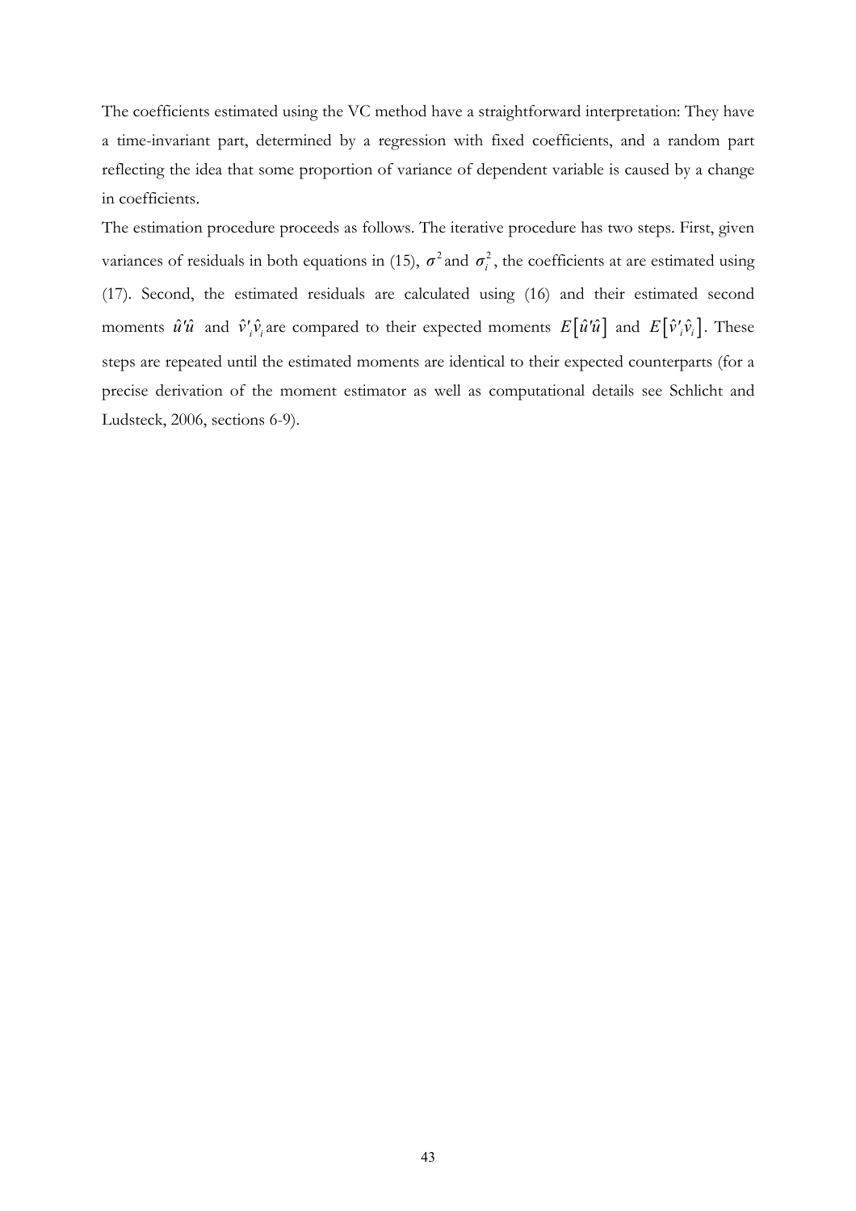The coefficients estimated using the VC method have a straightforward interpretation: They have a time-invariant part, determined by a regression with fixed coefficients, and a random part reflecting the idea that some proportion of variance of dependent variable is caused by a change in coefficients.

The estimation procedure proceeds as follows. The iterative procedure has two steps. First, given variances of residuals in both equations in (15), $\sigma^2$ and $\sigma_i^2$, the coefficients at are estimated using (17). Second, the estimated residuals are calculated using (16) and their estimated second moments $\hat{u}'\hat{u}$ and $\hat{v}'_i\hat{v}_i$ are compared to their expected moments $E[\hat{u}'\hat{u}]$ and $E[\hat{v}'_i\hat{v}_i]$. These steps are repeated until the estimated moments are identical to their expected counterparts (for a precise derivation of the moment estimator as well as computational details see Schlicht and Ludsteck, 2006, sections 6-9).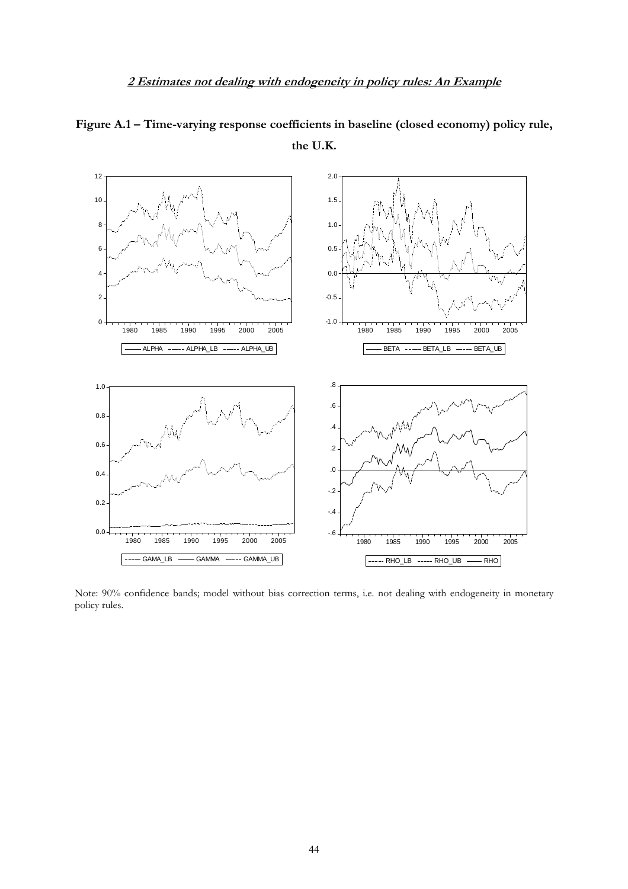## 2 Estimates not dealing with endogeneity in policy rules: An Example

**Figure A.1 – Time-varying response coefficients in baseline (closed economy) policy rule, the U.K.**

12
10
8
6
4
2
0
1980 1985 1990 1995 2000 2005
ALPHA ALPHA_LB ALPHA_UB

2.0
1.5
1.0
0.5
0.0
-0.5
-1.0
1980 1985 1990 1995 2000 2005
BETA BETA_LB BETA_UB

1.0
0.8
0.6
0.4
0.2
0.0
1980 1985 1990 1995 2000 2005
GAMA_LB GAMMA GAMMA_UB

.8
.6
.4
.2
.0
-.2
-.4
-.6
1980 1985 1990 1995 2000 2005
RHO_LB RHO_UB RHO

Note: 90% confidence bands; model without bias correction terms, i.e. not dealing with endogeneity in monetary policy rules.